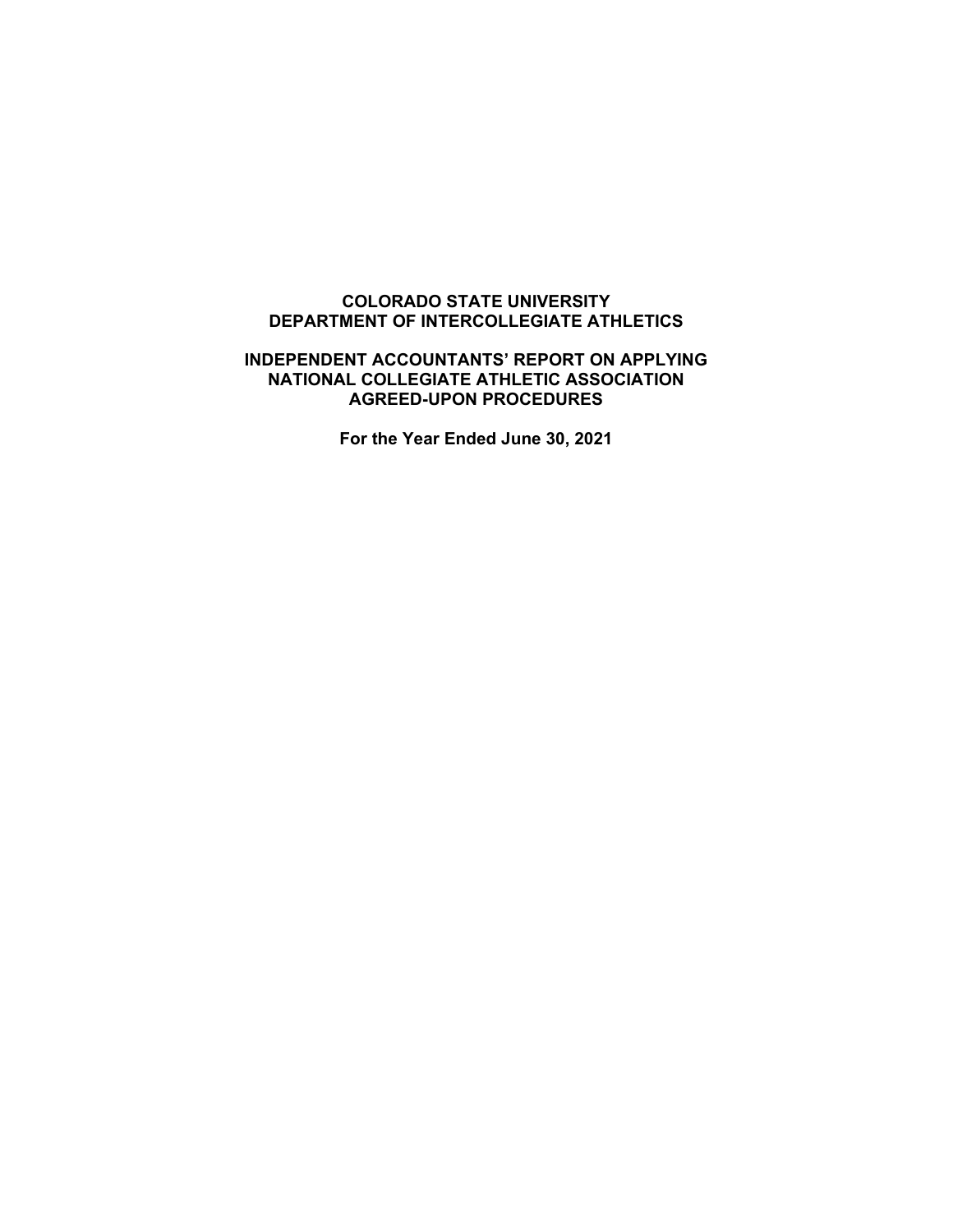# COLORADO STATE UNIVERSITY
# DEPARTMENT OF INTERCOLLEGIATE ATHLETICS

## INDEPENDENT ACCOUNTANTS' REPORT ON APPLYING NATIONAL COLLEGIATE ATHLETIC ASSOCIATION AGREED-UPON PROCEDURES

**For the Year Ended June 30, 2021**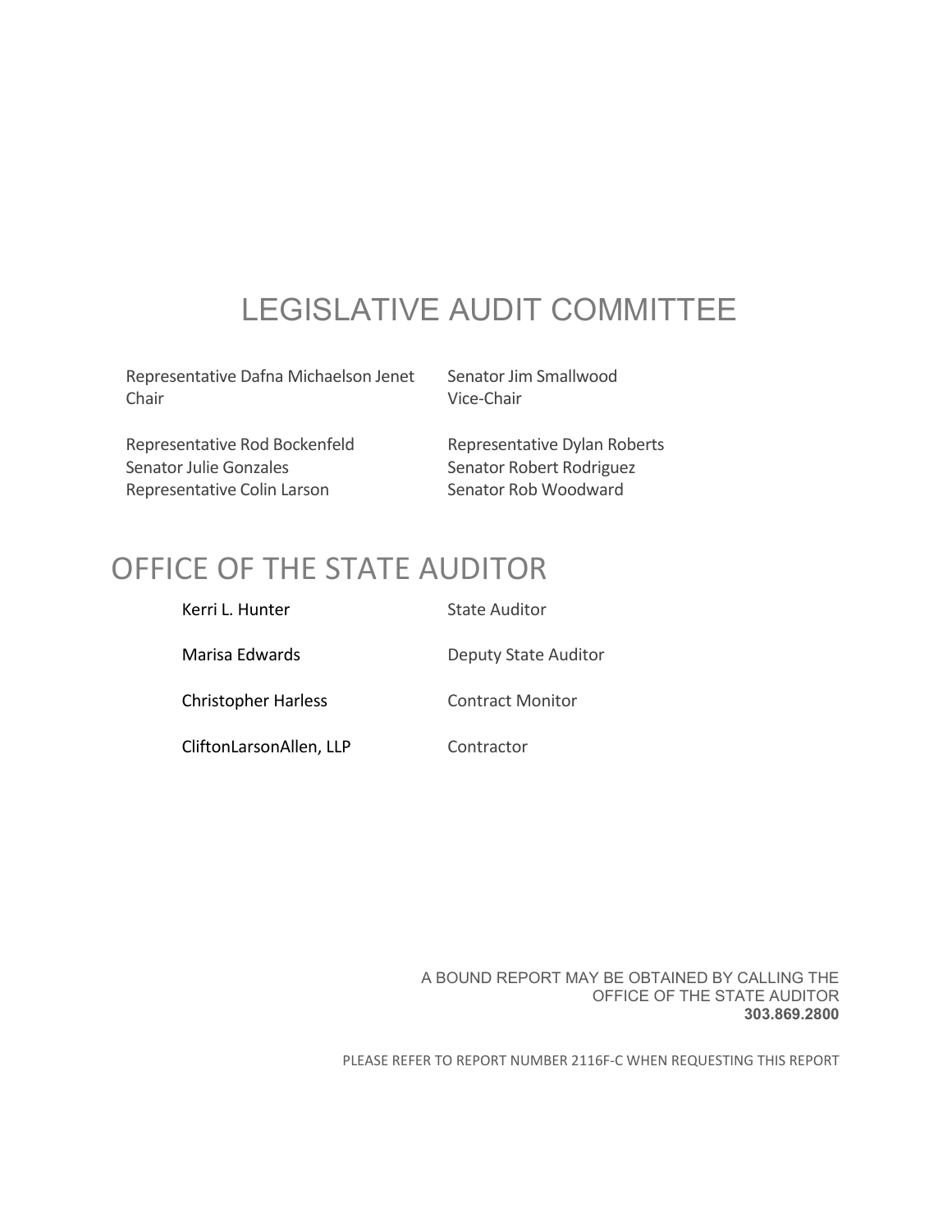# LEGISLATIVE AUDIT COMMITTEE

Representative Dafna Michaelson Jenet
Chair

Senator Jim Smallwood
Vice-Chair

Representative Rod Bockenfeld
Senator Julie Gonzales
Representative Colin Larson

Representative Dylan Roberts
Senator Robert Rodriguez
Senator Rob Woodward

# OFFICE OF THE STATE AUDITOR

| | |
|---|---|
| Kerri L. Hunter | State Auditor |
| Marisa Edwards | Deputy State Auditor |
| Christopher Harless | Contract Monitor |
| CliftonLarsonAllen, LLP | Contractor |

A BOUND REPORT MAY BE OBTAINED BY CALLING THE OFFICE OF THE STATE AUDITOR
**303.869.2800**

PLEASE REFER TO REPORT NUMBER 2116F-C WHEN REQUESTING THIS REPORT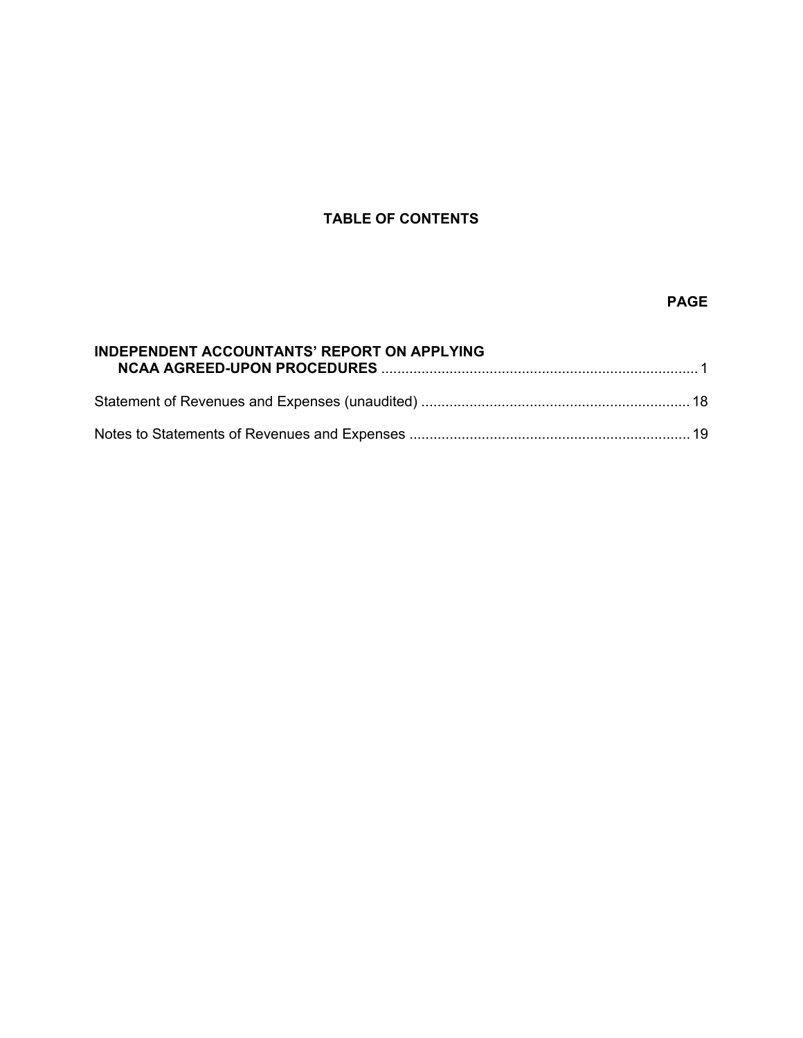# TABLE OF CONTENTS

| | PAGE |
|---|---|
| **INDEPENDENT ACCOUNTANTS' REPORT ON APPLYING NCAA AGREED-UPON PROCEDURES** | 1 |
| Statement of Revenues and Expenses (unaudited) | 18 |
| Notes to Statements of Revenues and Expenses | 19 |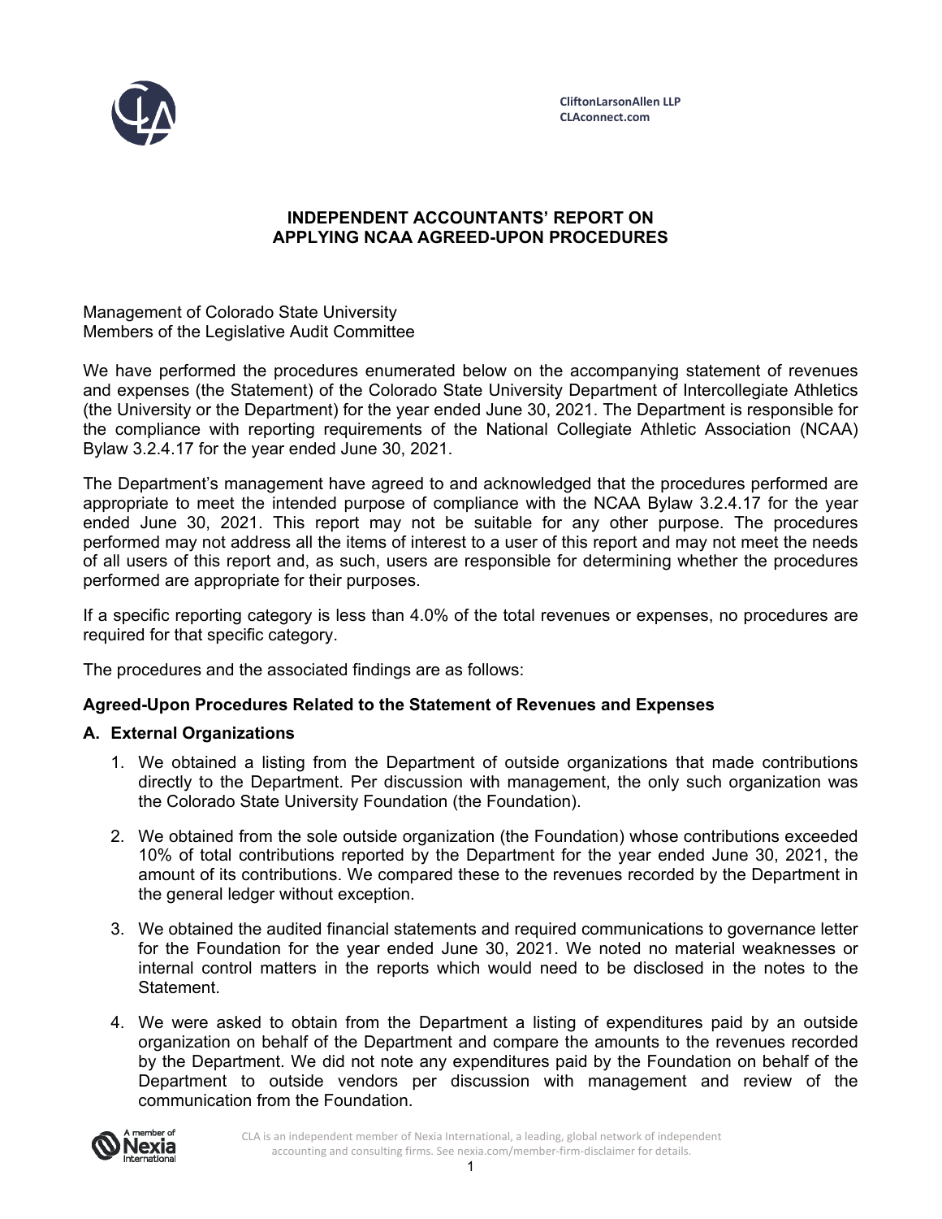CliftonLarsonAllen LLP
CLAconnect.com

# INDEPENDENT ACCOUNTANTS' REPORT ON APPLYING NCAA AGREED-UPON PROCEDURES

Management of Colorado State University
Members of the Legislative Audit Committee

We have performed the procedures enumerated below on the accompanying statement of revenues and expenses (the Statement) of the Colorado State University Department of Intercollegiate Athletics (the University or the Department) for the year ended June 30, 2021. The Department is responsible for the compliance with reporting requirements of the National Collegiate Athletic Association (NCAA) Bylaw 3.2.4.17 for the year ended June 30, 2021.

The Department's management have agreed to and acknowledged that the procedures performed are appropriate to meet the intended purpose of compliance with the NCAA Bylaw 3.2.4.17 for the year ended June 30, 2021. This report may not be suitable for any other purpose. The procedures performed may not address all the items of interest to a user of this report and may not meet the needs of all users of this report and, as such, users are responsible for determining whether the procedures performed are appropriate for their purposes.

If a specific reporting category is less than 4.0% of the total revenues or expenses, no procedures are required for that specific category.

The procedures and the associated findings are as follows:

**Agreed-Upon Procedures Related to the Statement of Revenues and Expenses**

**A. External Organizations**

1. We obtained a listing from the Department of outside organizations that made contributions directly to the Department. Per discussion with management, the only such organization was the Colorado State University Foundation (the Foundation).

2. We obtained from the sole outside organization (the Foundation) whose contributions exceeded 10% of total contributions reported by the Department for the year ended June 30, 2021, the amount of its contributions. We compared these to the revenues recorded by the Department in the general ledger without exception.

3. We obtained the audited financial statements and required communications to governance letter for the Foundation for the year ended June 30, 2021. We noted no material weaknesses or internal control matters in the reports which would need to be disclosed in the notes to the Statement.

4. We were asked to obtain from the Department a listing of expenditures paid by an outside organization on behalf of the Department and compare the amounts to the revenues recorded by the Department. We did not note any expenditures paid by the Foundation on behalf of the Department to outside vendors per discussion with management and review of the communication from the Foundation.

CLA is an independent member of Nexia International, a leading, global network of independent accounting and consulting firms. See nexia.com/member-firm-disclaimer for details.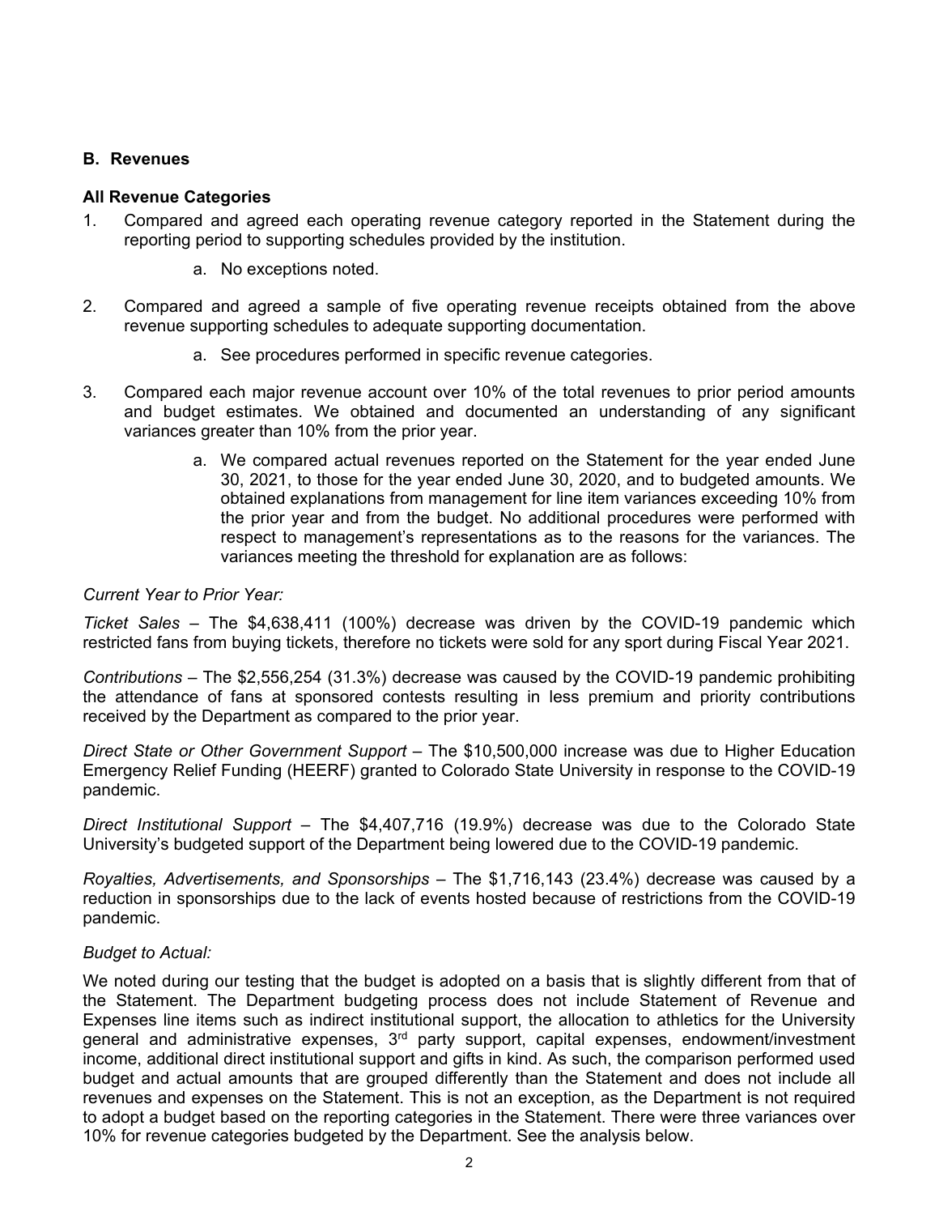## B. Revenues

### All Revenue Categories

1. Compared and agreed each operating revenue category reported in the Statement during the reporting period to supporting schedules provided by the institution.

    a. No exceptions noted.

2. Compared and agreed a sample of five operating revenue receipts obtained from the above revenue supporting schedules to adequate supporting documentation.

    a. See procedures performed in specific revenue categories.

3. Compared each major revenue account over 10% of the total revenues to prior period amounts and budget estimates. We obtained and documented an understanding of any significant variances greater than 10% from the prior year.

    a. We compared actual revenues reported on the Statement for the year ended June 30, 2021, to those for the year ended June 30, 2020, and to budgeted amounts. We obtained explanations from management for line item variances exceeding 10% from the prior year and from the budget. No additional procedures were performed with respect to management's representations as to the reasons for the variances. The variances meeting the threshold for explanation are as follows:

*Current Year to Prior Year:*

*Ticket Sales* – The $4,638,411 (100%) decrease was driven by the COVID-19 pandemic which restricted fans from buying tickets, therefore no tickets were sold for any sport during Fiscal Year 2021.

*Contributions* – The $2,556,254 (31.3%) decrease was caused by the COVID-19 pandemic prohibiting the attendance of fans at sponsored contests resulting in less premium and priority contributions received by the Department as compared to the prior year.

*Direct State or Other Government Support* – The $10,500,000 increase was due to Higher Education Emergency Relief Funding (HEERF) granted to Colorado State University in response to the COVID-19 pandemic.

*Direct Institutional Support* – The $4,407,716 (19.9%) decrease was due to the Colorado State University's budgeted support of the Department being lowered due to the COVID-19 pandemic.

*Royalties, Advertisements, and Sponsorships* – The $1,716,143 (23.4%) decrease was caused by a reduction in sponsorships due to the lack of events hosted because of restrictions from the COVID-19 pandemic.

*Budget to Actual:*

We noted during our testing that the budget is adopted on a basis that is slightly different from that of the Statement. The Department budgeting process does not include Statement of Revenue and Expenses line items such as indirect institutional support, the allocation to athletics for the University general and administrative expenses, 3rd party support, capital expenses, endowment/investment income, additional direct institutional support and gifts in kind. As such, the comparison performed used budget and actual amounts that are grouped differently than the Statement and does not include all revenues and expenses on the Statement. This is not an exception, as the Department is not required to adopt a budget based on the reporting categories in the Statement. There were three variances over 10% for revenue categories budgeted by the Department. See the analysis below.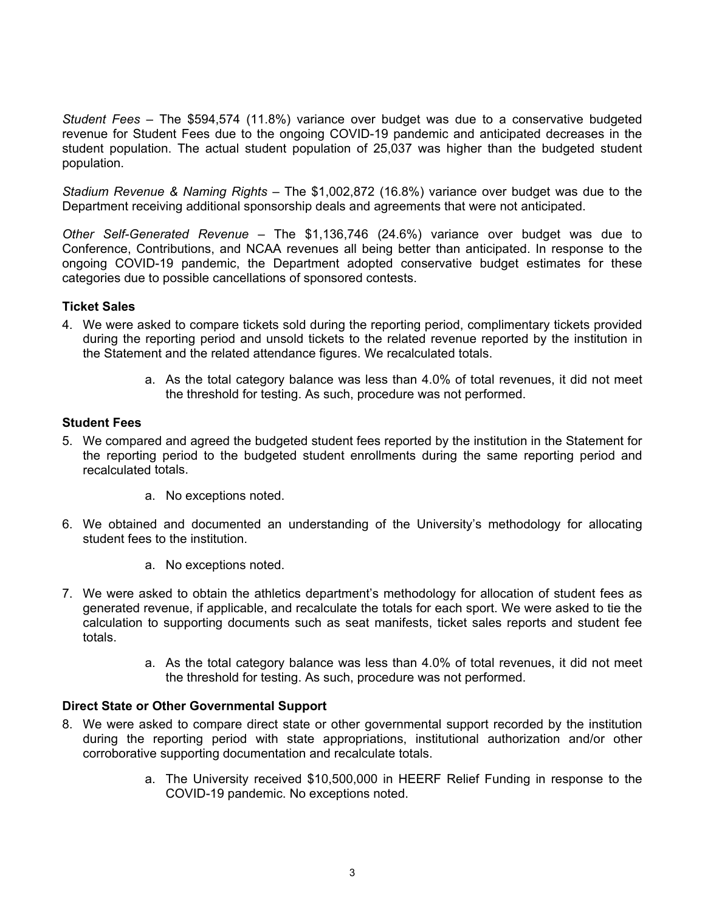*Student Fees* – The \$594,574 (11.8%) variance over budget was due to a conservative budgeted revenue for Student Fees due to the ongoing COVID-19 pandemic and anticipated decreases in the student population. The actual student population of 25,037 was higher than the budgeted student population.

*Stadium Revenue & Naming Rights* – The \$1,002,872 (16.8%) variance over budget was due to the Department receiving additional sponsorship deals and agreements that were not anticipated.

*Other Self-Generated Revenue* – The \$1,136,746 (24.6%) variance over budget was due to Conference, Contributions, and NCAA revenues all being better than anticipated. In response to the ongoing COVID-19 pandemic, the Department adopted conservative budget estimates for these categories due to possible cancellations of sponsored contests.

**Ticket Sales**

4. We were asked to compare tickets sold during the reporting period, complimentary tickets provided during the reporting period and unsold tickets to the related revenue reported by the institution in the Statement and the related attendance figures. We recalculated totals.

    a. As the total category balance was less than 4.0% of total revenues, it did not meet the threshold for testing. As such, procedure was not performed.

**Student Fees**

5. We compared and agreed the budgeted student fees reported by the institution in the Statement for the reporting period to the budgeted student enrollments during the same reporting period and recalculated totals.

    a. No exceptions noted.

6. We obtained and documented an understanding of the University's methodology for allocating student fees to the institution.

    a. No exceptions noted.

7. We were asked to obtain the athletics department's methodology for allocation of student fees as generated revenue, if applicable, and recalculate the totals for each sport. We were asked to tie the calculation to supporting documents such as seat manifests, ticket sales reports and student fee totals.

    a. As the total category balance was less than 4.0% of total revenues, it did not meet the threshold for testing. As such, procedure was not performed.

**Direct State or Other Governmental Support**

8. We were asked to compare direct state or other governmental support recorded by the institution during the reporting period with state appropriations, institutional authorization and/or other corroborative supporting documentation and recalculate totals.

    a. The University received \$10,500,000 in HEERF Relief Funding in response to the COVID-19 pandemic. No exceptions noted.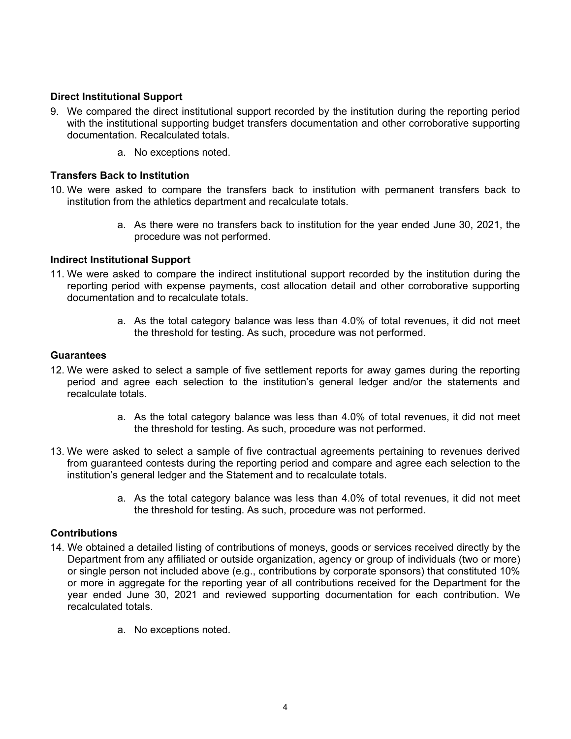**Direct Institutional Support**

9. We compared the direct institutional support recorded by the institution during the reporting period with the institutional supporting budget transfers documentation and other corroborative supporting documentation. Recalculated totals.

    a. No exceptions noted.

**Transfers Back to Institution**

10. We were asked to compare the transfers back to institution with permanent transfers back to institution from the athletics department and recalculate totals.

    a. As there were no transfers back to institution for the year ended June 30, 2021, the procedure was not performed.

**Indirect Institutional Support**

11. We were asked to compare the indirect institutional support recorded by the institution during the reporting period with expense payments, cost allocation detail and other corroborative supporting documentation and to recalculate totals.

    a. As the total category balance was less than 4.0% of total revenues, it did not meet the threshold for testing. As such, procedure was not performed.

**Guarantees**

12. We were asked to select a sample of five settlement reports for away games during the reporting period and agree each selection to the institution's general ledger and/or the statements and recalculate totals.

    a. As the total category balance was less than 4.0% of total revenues, it did not meet the threshold for testing. As such, procedure was not performed.

13. We were asked to select a sample of five contractual agreements pertaining to revenues derived from guaranteed contests during the reporting period and compare and agree each selection to the institution's general ledger and the Statement and to recalculate totals.

    a. As the total category balance was less than 4.0% of total revenues, it did not meet the threshold for testing. As such, procedure was not performed.

**Contributions**

14. We obtained a detailed listing of contributions of moneys, goods or services received directly by the Department from any affiliated or outside organization, agency or group of individuals (two or more) or single person not included above (e.g., contributions by corporate sponsors) that constituted 10% or more in aggregate for the reporting year of all contributions received for the Department for the year ended June 30, 2021 and reviewed supporting documentation for each contribution. We recalculated totals.

    a. No exceptions noted.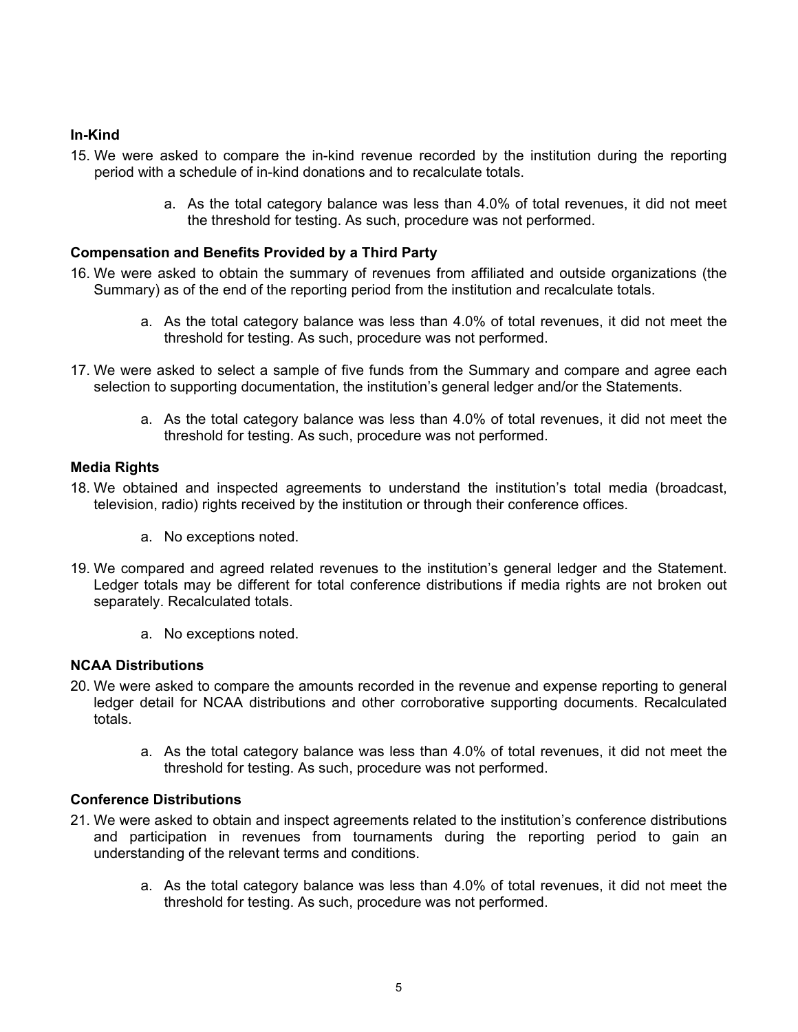**In-Kind**

15. We were asked to compare the in-kind revenue recorded by the institution during the reporting period with a schedule of in-kind donations and to recalculate totals.

    a. As the total category balance was less than 4.0% of total revenues, it did not meet the threshold for testing. As such, procedure was not performed.

**Compensation and Benefits Provided by a Third Party**

16. We were asked to obtain the summary of revenues from affiliated and outside organizations (the Summary) as of the end of the reporting period from the institution and recalculate totals.

    a. As the total category balance was less than 4.0% of total revenues, it did not meet the threshold for testing. As such, procedure was not performed.

17. We were asked to select a sample of five funds from the Summary and compare and agree each selection to supporting documentation, the institution's general ledger and/or the Statements.

    a. As the total category balance was less than 4.0% of total revenues, it did not meet the threshold for testing. As such, procedure was not performed.

**Media Rights**

18. We obtained and inspected agreements to understand the institution's total media (broadcast, television, radio) rights received by the institution or through their conference offices.

    a. No exceptions noted.

19. We compared and agreed related revenues to the institution's general ledger and the Statement. Ledger totals may be different for total conference distributions if media rights are not broken out separately. Recalculated totals.

    a. No exceptions noted.

**NCAA Distributions**

20. We were asked to compare the amounts recorded in the revenue and expense reporting to general ledger detail for NCAA distributions and other corroborative supporting documents. Recalculated totals.

    a. As the total category balance was less than 4.0% of total revenues, it did not meet the threshold for testing. As such, procedure was not performed.

**Conference Distributions**

21. We were asked to obtain and inspect agreements related to the institution's conference distributions and participation in revenues from tournaments during the reporting period to gain an understanding of the relevant terms and conditions.

    a. As the total category balance was less than 4.0% of total revenues, it did not meet the threshold for testing. As such, procedure was not performed.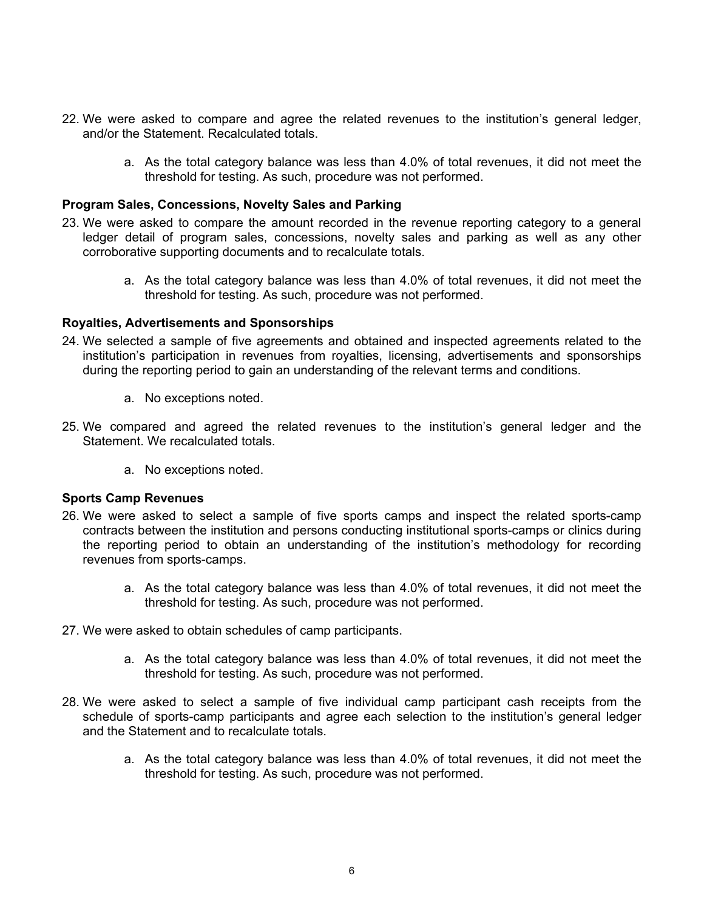22. We were asked to compare and agree the related revenues to the institution's general ledger, and/or the Statement. Recalculated totals.

    a. As the total category balance was less than 4.0% of total revenues, it did not meet the threshold for testing. As such, procedure was not performed.

**Program Sales, Concessions, Novelty Sales and Parking**

23. We were asked to compare the amount recorded in the revenue reporting category to a general ledger detail of program sales, concessions, novelty sales and parking as well as any other corroborative supporting documents and to recalculate totals.

    a. As the total category balance was less than 4.0% of total revenues, it did not meet the threshold for testing. As such, procedure was not performed.

**Royalties, Advertisements and Sponsorships**

24. We selected a sample of five agreements and obtained and inspected agreements related to the institution's participation in revenues from royalties, licensing, advertisements and sponsorships during the reporting period to gain an understanding of the relevant terms and conditions.

    a. No exceptions noted.

25. We compared and agreed the related revenues to the institution's general ledger and the Statement. We recalculated totals.

    a. No exceptions noted.

**Sports Camp Revenues**

26. We were asked to select a sample of five sports camps and inspect the related sports-camp contracts between the institution and persons conducting institutional sports-camps or clinics during the reporting period to obtain an understanding of the institution's methodology for recording revenues from sports-camps.

    a. As the total category balance was less than 4.0% of total revenues, it did not meet the threshold for testing. As such, procedure was not performed.

27. We were asked to obtain schedules of camp participants.

    a. As the total category balance was less than 4.0% of total revenues, it did not meet the threshold for testing. As such, procedure was not performed.

28. We were asked to select a sample of five individual camp participant cash receipts from the schedule of sports-camp participants and agree each selection to the institution's general ledger and the Statement and to recalculate totals.

    a. As the total category balance was less than 4.0% of total revenues, it did not meet the threshold for testing. As such, procedure was not performed.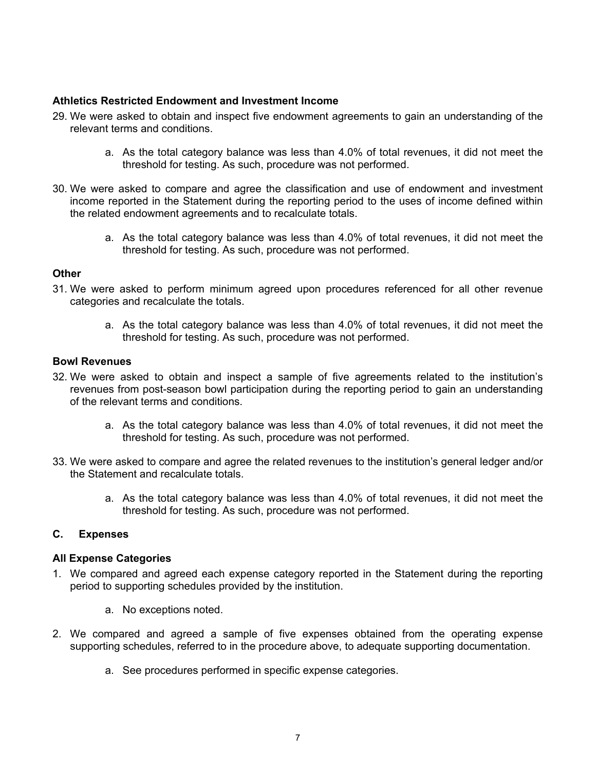**Athletics Restricted Endowment and Investment Income**

29. We were asked to obtain and inspect five endowment agreements to gain an understanding of the relevant terms and conditions.

    a. As the total category balance was less than 4.0% of total revenues, it did not meet the threshold for testing. As such, procedure was not performed.

30. We were asked to compare and agree the classification and use of endowment and investment income reported in the Statement during the reporting period to the uses of income defined within the related endowment agreements and to recalculate totals.

    a. As the total category balance was less than 4.0% of total revenues, it did not meet the threshold for testing. As such, procedure was not performed.

**Other**

31. We were asked to perform minimum agreed upon procedures referenced for all other revenue categories and recalculate the totals.

    a. As the total category balance was less than 4.0% of total revenues, it did not meet the threshold for testing. As such, procedure was not performed.

**Bowl Revenues**

32. We were asked to obtain and inspect a sample of five agreements related to the institution's revenues from post-season bowl participation during the reporting period to gain an understanding of the relevant terms and conditions.

    a. As the total category balance was less than 4.0% of total revenues, it did not meet the threshold for testing. As such, procedure was not performed.

33. We were asked to compare and agree the related revenues to the institution's general ledger and/or the Statement and recalculate totals.

    a. As the total category balance was less than 4.0% of total revenues, it did not meet the threshold for testing. As such, procedure was not performed.

## C. Expenses

**All Expense Categories**

1. We compared and agreed each expense category reported in the Statement during the reporting period to supporting schedules provided by the institution.

    a. No exceptions noted.

2. We compared and agreed a sample of five expenses obtained from the operating expense supporting schedules, referred to in the procedure above, to adequate supporting documentation.

    a. See procedures performed in specific expense categories.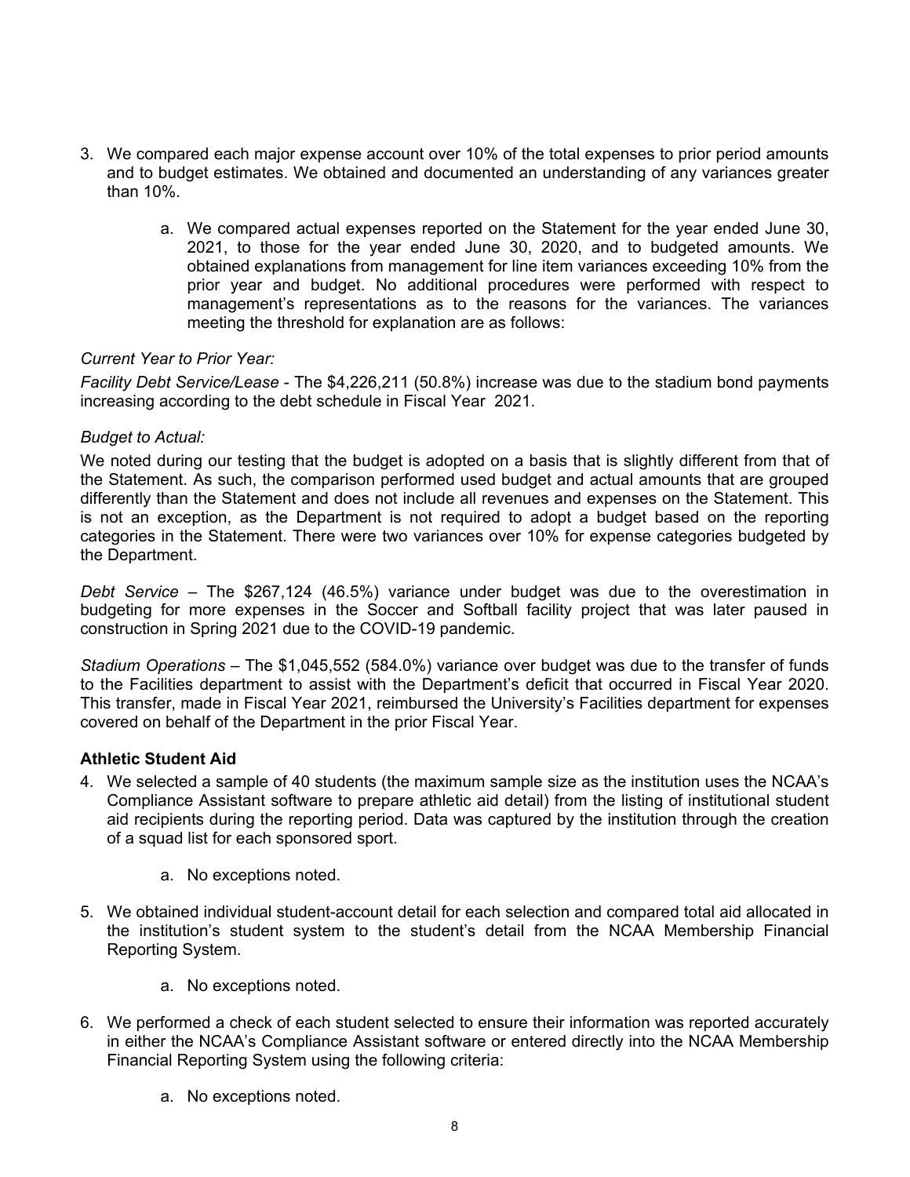3. We compared each major expense account over 10% of the total expenses to prior period amounts and to budget estimates. We obtained and documented an understanding of any variances greater than 10%.

    a. We compared actual expenses reported on the Statement for the year ended June 30, 2021, to those for the year ended June 30, 2020, and to budgeted amounts. We obtained explanations from management for line item variances exceeding 10% from the prior year and budget. No additional procedures were performed with respect to management's representations as to the reasons for the variances. The variances meeting the threshold for explanation are as follows:

*Current Year to Prior Year:*

*Facility Debt Service/Lease* - The $4,226,211 (50.8%) increase was due to the stadium bond payments increasing according to the debt schedule in Fiscal Year 2021.

*Budget to Actual:*

We noted during our testing that the budget is adopted on a basis that is slightly different from that of the Statement. As such, the comparison performed used budget and actual amounts that are grouped differently than the Statement and does not include all revenues and expenses on the Statement. This is not an exception, as the Department is not required to adopt a budget based on the reporting categories in the Statement. There were two variances over 10% for expense categories budgeted by the Department.

*Debt Service* – The $267,124 (46.5%) variance under budget was due to the overestimation in budgeting for more expenses in the Soccer and Softball facility project that was later paused in construction in Spring 2021 due to the COVID-19 pandemic.

*Stadium Operations* – The $1,045,552 (584.0%) variance over budget was due to the transfer of funds to the Facilities department to assist with the Department's deficit that occurred in Fiscal Year 2020. This transfer, made in Fiscal Year 2021, reimbursed the University's Facilities department for expenses covered on behalf of the Department in the prior Fiscal Year.

**Athletic Student Aid**

4. We selected a sample of 40 students (the maximum sample size as the institution uses the NCAA's Compliance Assistant software to prepare athletic aid detail) from the listing of institutional student aid recipients during the reporting period. Data was captured by the institution through the creation of a squad list for each sponsored sport.

    a. No exceptions noted.

5. We obtained individual student-account detail for each selection and compared total aid allocated in the institution's student system to the student's detail from the NCAA Membership Financial Reporting System.

    a. No exceptions noted.

6. We performed a check of each student selected to ensure their information was reported accurately in either the NCAA's Compliance Assistant software or entered directly into the NCAA Membership Financial Reporting System using the following criteria:

    a. No exceptions noted.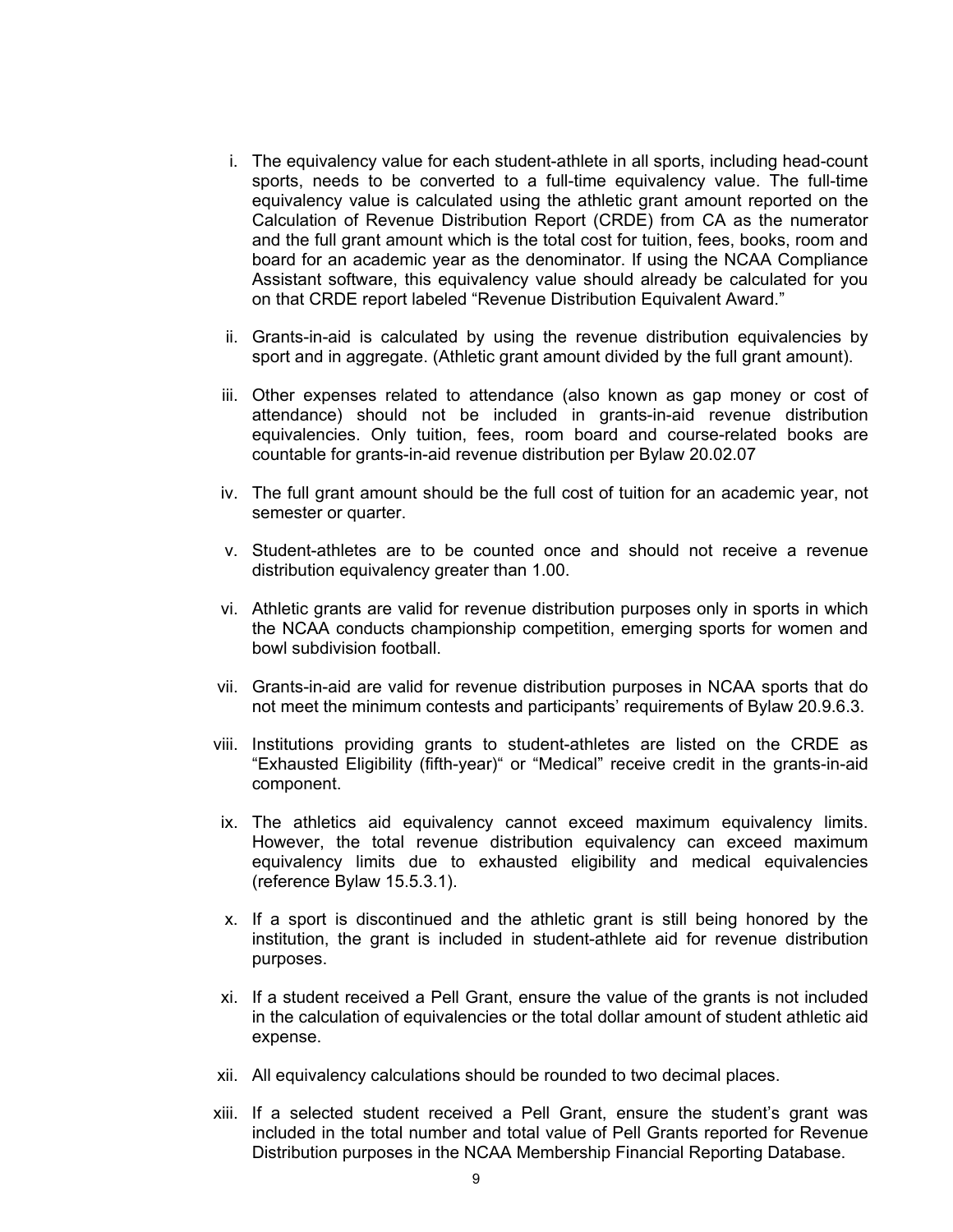i. The equivalency value for each student-athlete in all sports, including head-count sports, needs to be converted to a full-time equivalency value. The full-time equivalency value is calculated using the athletic grant amount reported on the Calculation of Revenue Distribution Report (CRDE) from CA as the numerator and the full grant amount which is the total cost for tuition, fees, books, room and board for an academic year as the denominator. If using the NCAA Compliance Assistant software, this equivalency value should already be calculated for you on that CRDE report labeled "Revenue Distribution Equivalent Award."

ii. Grants-in-aid is calculated by using the revenue distribution equivalencies by sport and in aggregate. (Athletic grant amount divided by the full grant amount).

iii. Other expenses related to attendance (also known as gap money or cost of attendance) should not be included in grants-in-aid revenue distribution equivalencies. Only tuition, fees, room board and course-related books are countable for grants-in-aid revenue distribution per Bylaw 20.02.07

iv. The full grant amount should be the full cost of tuition for an academic year, not semester or quarter.

v. Student-athletes are to be counted once and should not receive a revenue distribution equivalency greater than 1.00.

vi. Athletic grants are valid for revenue distribution purposes only in sports in which the NCAA conducts championship competition, emerging sports for women and bowl subdivision football.

vii. Grants-in-aid are valid for revenue distribution purposes in NCAA sports that do not meet the minimum contests and participants' requirements of Bylaw 20.9.6.3.

viii. Institutions providing grants to student-athletes are listed on the CRDE as "Exhausted Eligibility (fifth-year)" or "Medical" receive credit in the grants-in-aid component.

ix. The athletics aid equivalency cannot exceed maximum equivalency limits. However, the total revenue distribution equivalency can exceed maximum equivalency limits due to exhausted eligibility and medical equivalencies (reference Bylaw 15.5.3.1).

x. If a sport is discontinued and the athletic grant is still being honored by the institution, the grant is included in student-athlete aid for revenue distribution purposes.

xi. If a student received a Pell Grant, ensure the value of the grants is not included in the calculation of equivalencies or the total dollar amount of student athletic aid expense.

xii. All equivalency calculations should be rounded to two decimal places.

xiii. If a selected student received a Pell Grant, ensure the student's grant was included in the total number and total value of Pell Grants reported for Revenue Distribution purposes in the NCAA Membership Financial Reporting Database.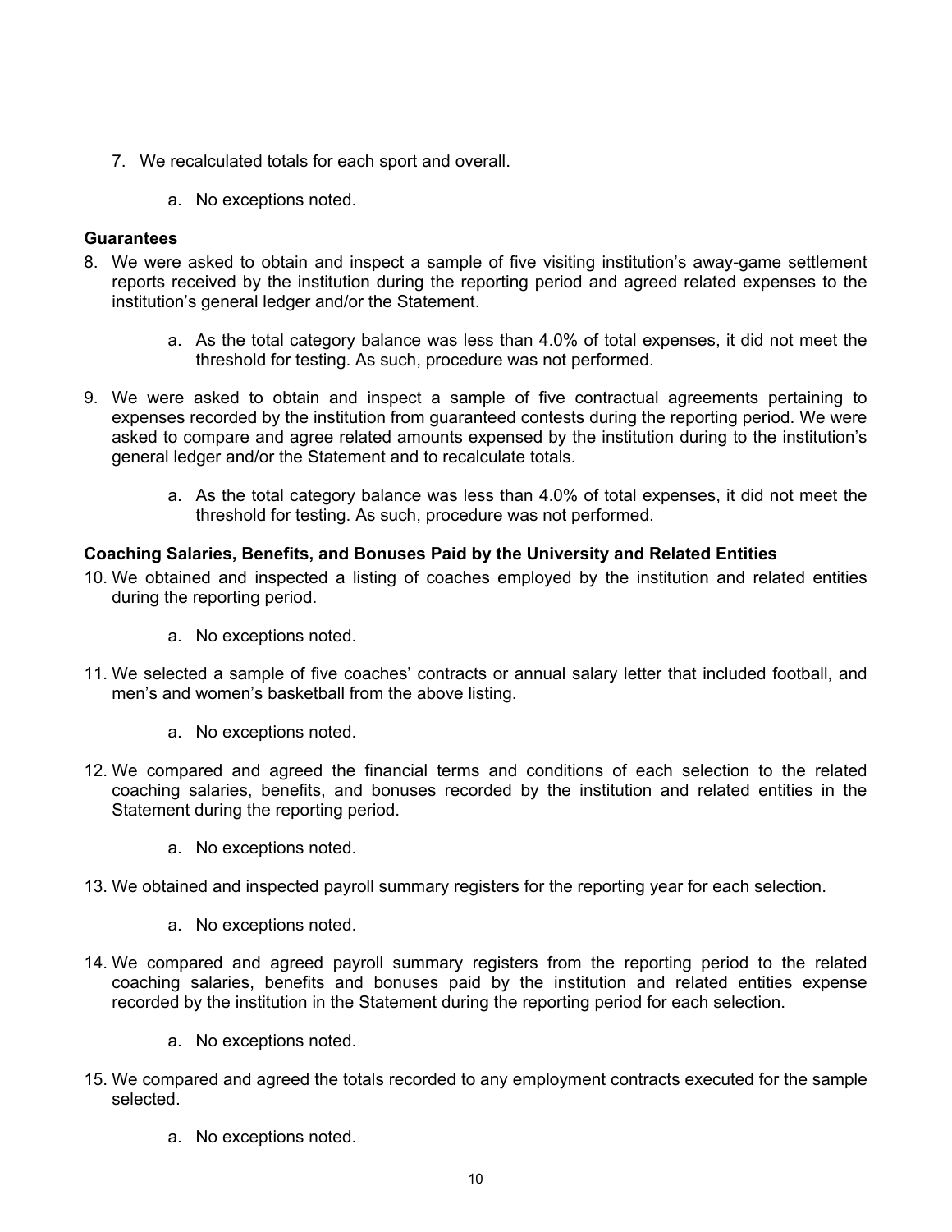7. We recalculated totals for each sport and overall.

    a. No exceptions noted.

**Guarantees**

8. We were asked to obtain and inspect a sample of five visiting institution's away-game settlement reports received by the institution during the reporting period and agreed related expenses to the institution's general ledger and/or the Statement.

    a. As the total category balance was less than 4.0% of total expenses, it did not meet the threshold for testing. As such, procedure was not performed.

9. We were asked to obtain and inspect a sample of five contractual agreements pertaining to expenses recorded by the institution from guaranteed contests during the reporting period. We were asked to compare and agree related amounts expensed by the institution during to the institution's general ledger and/or the Statement and to recalculate totals.

    a. As the total category balance was less than 4.0% of total expenses, it did not meet the threshold for testing. As such, procedure was not performed.

**Coaching Salaries, Benefits, and Bonuses Paid by the University and Related Entities**

10. We obtained and inspected a listing of coaches employed by the institution and related entities during the reporting period.

    a. No exceptions noted.

11. We selected a sample of five coaches' contracts or annual salary letter that included football, and men's and women's basketball from the above listing.

    a. No exceptions noted.

12. We compared and agreed the financial terms and conditions of each selection to the related coaching salaries, benefits, and bonuses recorded by the institution and related entities in the Statement during the reporting period.

    a. No exceptions noted.

13. We obtained and inspected payroll summary registers for the reporting year for each selection.

    a. No exceptions noted.

14. We compared and agreed payroll summary registers from the reporting period to the related coaching salaries, benefits and bonuses paid by the institution and related entities expense recorded by the institution in the Statement during the reporting period for each selection.

    a. No exceptions noted.

15. We compared and agreed the totals recorded to any employment contracts executed for the sample selected.

    a. No exceptions noted.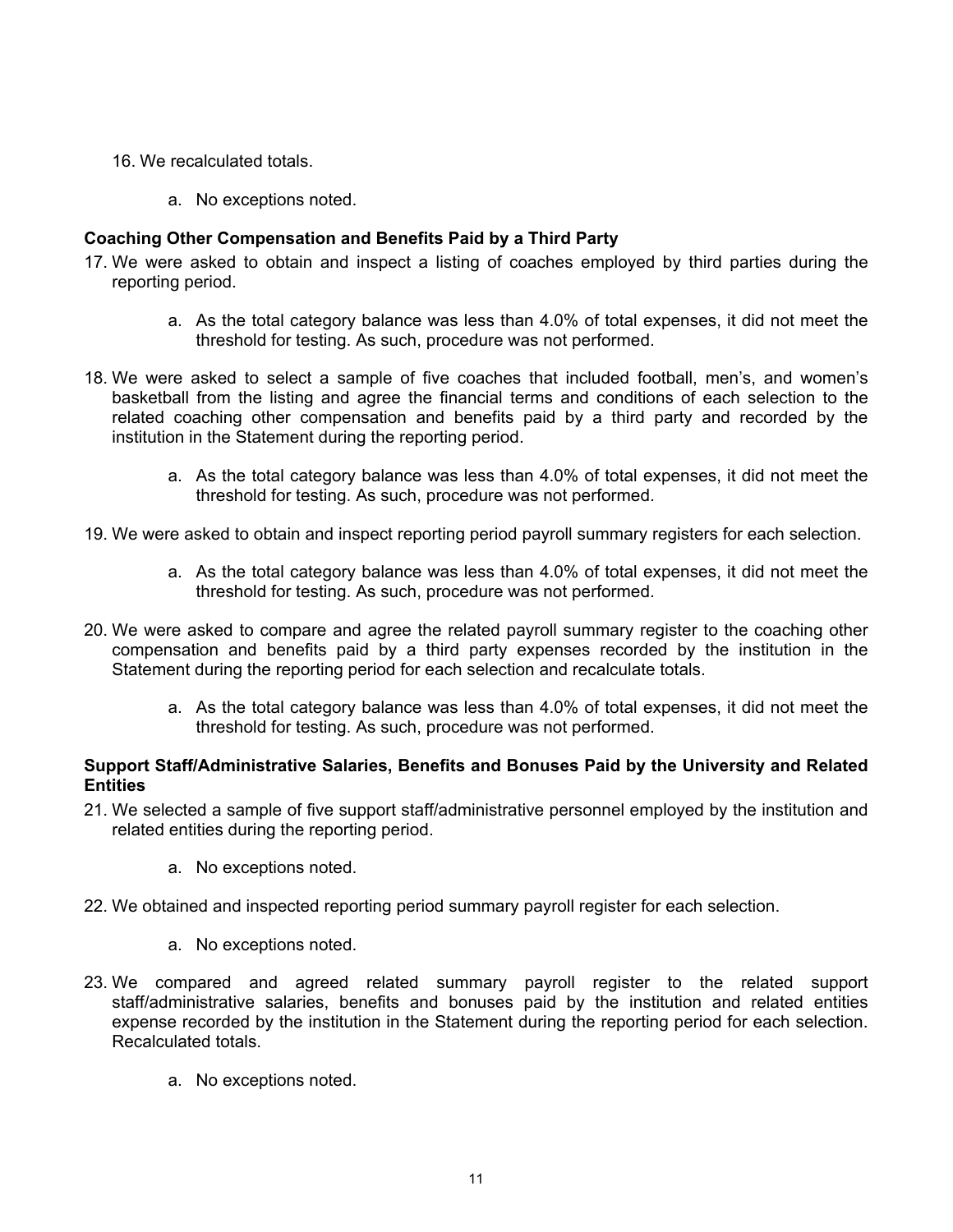16. We recalculated totals.

    a. No exceptions noted.

**Coaching Other Compensation and Benefits Paid by a Third Party**

17. We were asked to obtain and inspect a listing of coaches employed by third parties during the reporting period.

    a. As the total category balance was less than 4.0% of total expenses, it did not meet the threshold for testing. As such, procedure was not performed.

18. We were asked to select a sample of five coaches that included football, men's, and women's basketball from the listing and agree the financial terms and conditions of each selection to the related coaching other compensation and benefits paid by a third party and recorded by the institution in the Statement during the reporting period.

    a. As the total category balance was less than 4.0% of total expenses, it did not meet the threshold for testing. As such, procedure was not performed.

19. We were asked to obtain and inspect reporting period payroll summary registers for each selection.

    a. As the total category balance was less than 4.0% of total expenses, it did not meet the threshold for testing. As such, procedure was not performed.

20. We were asked to compare and agree the related payroll summary register to the coaching other compensation and benefits paid by a third party expenses recorded by the institution in the Statement during the reporting period for each selection and recalculate totals.

    a. As the total category balance was less than 4.0% of total expenses, it did not meet the threshold for testing. As such, procedure was not performed.

**Support Staff/Administrative Salaries, Benefits and Bonuses Paid by the University and Related Entities**

21. We selected a sample of five support staff/administrative personnel employed by the institution and related entities during the reporting period.

    a. No exceptions noted.

22. We obtained and inspected reporting period summary payroll register for each selection.

    a. No exceptions noted.

23. We compared and agreed related summary payroll register to the related support staff/administrative salaries, benefits and bonuses paid by the institution and related entities expense recorded by the institution in the Statement during the reporting period for each selection. Recalculated totals.

    a. No exceptions noted.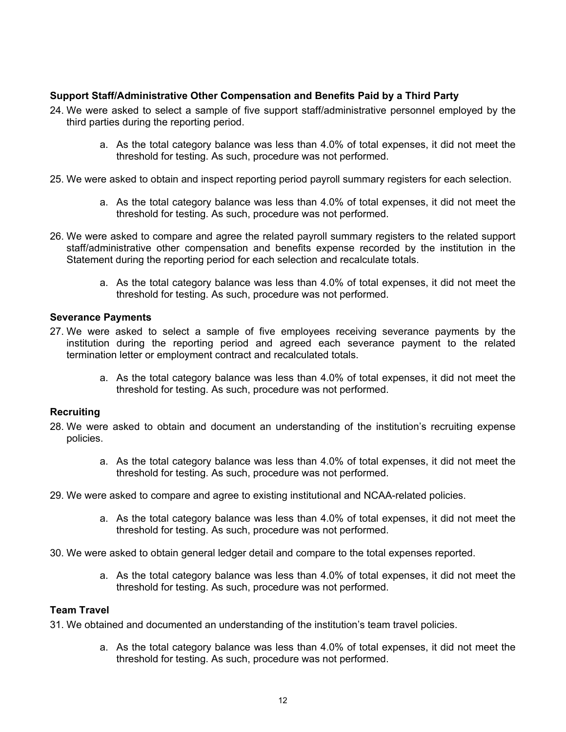**Support Staff/Administrative Other Compensation and Benefits Paid by a Third Party**

24. We were asked to select a sample of five support staff/administrative personnel employed by the third parties during the reporting period.

    a. As the total category balance was less than 4.0% of total expenses, it did not meet the threshold for testing. As such, procedure was not performed.

25. We were asked to obtain and inspect reporting period payroll summary registers for each selection.

    a. As the total category balance was less than 4.0% of total expenses, it did not meet the threshold for testing. As such, procedure was not performed.

26. We were asked to compare and agree the related payroll summary registers to the related support staff/administrative other compensation and benefits expense recorded by the institution in the Statement during the reporting period for each selection and recalculate totals.

    a. As the total category balance was less than 4.0% of total expenses, it did not meet the threshold for testing. As such, procedure was not performed.

**Severance Payments**

27. We were asked to select a sample of five employees receiving severance payments by the institution during the reporting period and agreed each severance payment to the related termination letter or employment contract and recalculated totals.

    a. As the total category balance was less than 4.0% of total expenses, it did not meet the threshold for testing. As such, procedure was not performed.

**Recruiting**

28. We were asked to obtain and document an understanding of the institution's recruiting expense policies.

    a. As the total category balance was less than 4.0% of total expenses, it did not meet the threshold for testing. As such, procedure was not performed.

29. We were asked to compare and agree to existing institutional and NCAA-related policies.

    a. As the total category balance was less than 4.0% of total expenses, it did not meet the threshold for testing. As such, procedure was not performed.

30. We were asked to obtain general ledger detail and compare to the total expenses reported.

    a. As the total category balance was less than 4.0% of total expenses, it did not meet the threshold for testing. As such, procedure was not performed.

**Team Travel**

31. We obtained and documented an understanding of the institution's team travel policies.

    a. As the total category balance was less than 4.0% of total expenses, it did not meet the threshold for testing. As such, procedure was not performed.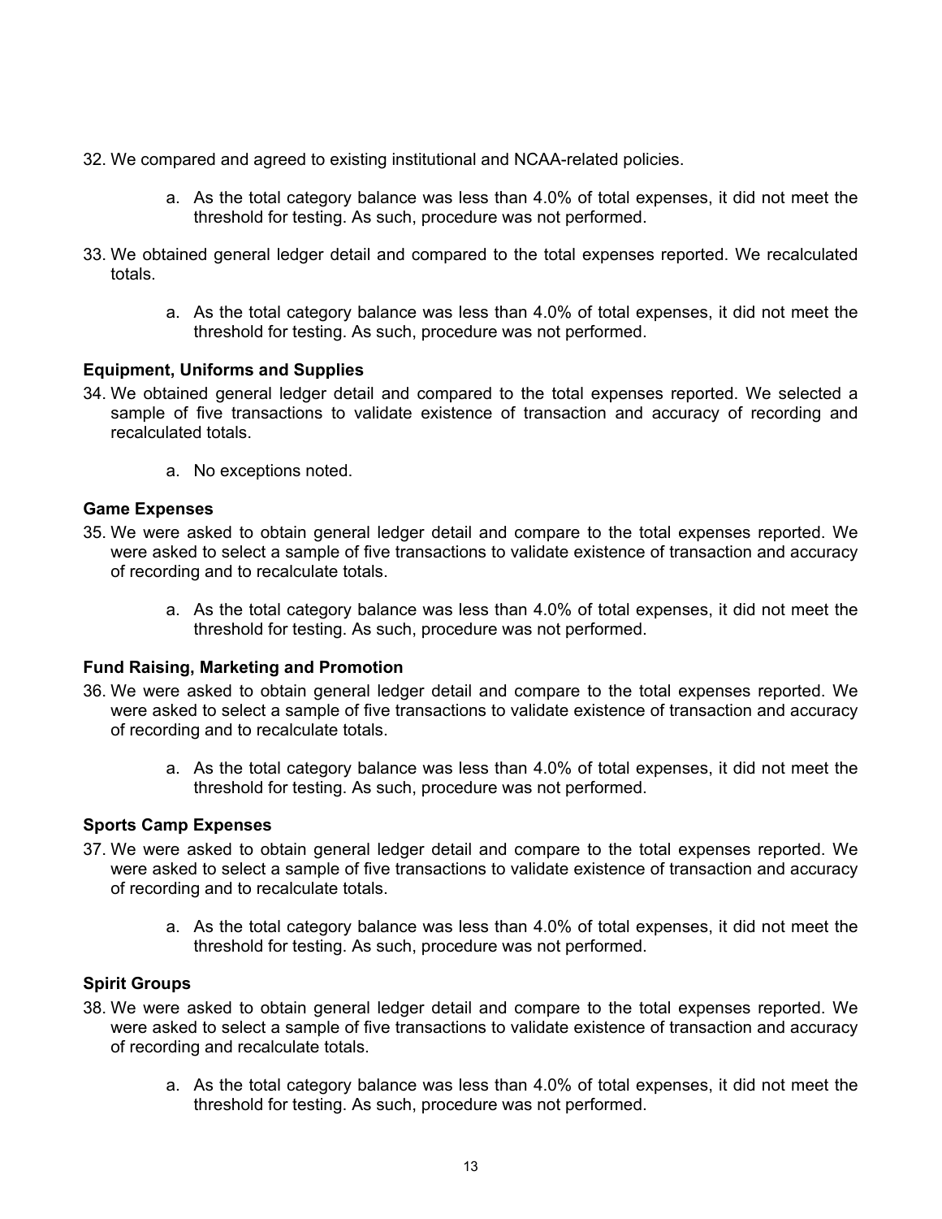32. We compared and agreed to existing institutional and NCAA-related policies.

    a. As the total category balance was less than 4.0% of total expenses, it did not meet the threshold for testing. As such, procedure was not performed.

33. We obtained general ledger detail and compared to the total expenses reported. We recalculated totals.

    a. As the total category balance was less than 4.0% of total expenses, it did not meet the threshold for testing. As such, procedure was not performed.

**Equipment, Uniforms and Supplies**

34. We obtained general ledger detail and compared to the total expenses reported. We selected a sample of five transactions to validate existence of transaction and accuracy of recording and recalculated totals.

    a. No exceptions noted.

**Game Expenses**

35. We were asked to obtain general ledger detail and compare to the total expenses reported. We were asked to select a sample of five transactions to validate existence of transaction and accuracy of recording and to recalculate totals.

    a. As the total category balance was less than 4.0% of total expenses, it did not meet the threshold for testing. As such, procedure was not performed.

**Fund Raising, Marketing and Promotion**

36. We were asked to obtain general ledger detail and compare to the total expenses reported. We were asked to select a sample of five transactions to validate existence of transaction and accuracy of recording and to recalculate totals.

    a. As the total category balance was less than 4.0% of total expenses, it did not meet the threshold for testing. As such, procedure was not performed.

**Sports Camp Expenses**

37. We were asked to obtain general ledger detail and compare to the total expenses reported. We were asked to select a sample of five transactions to validate existence of transaction and accuracy of recording and to recalculate totals.

    a. As the total category balance was less than 4.0% of total expenses, it did not meet the threshold for testing. As such, procedure was not performed.

**Spirit Groups**

38. We were asked to obtain general ledger detail and compare to the total expenses reported. We were asked to select a sample of five transactions to validate existence of transaction and accuracy of recording and recalculate totals.

    a. As the total category balance was less than 4.0% of total expenses, it did not meet the threshold for testing. As such, procedure was not performed.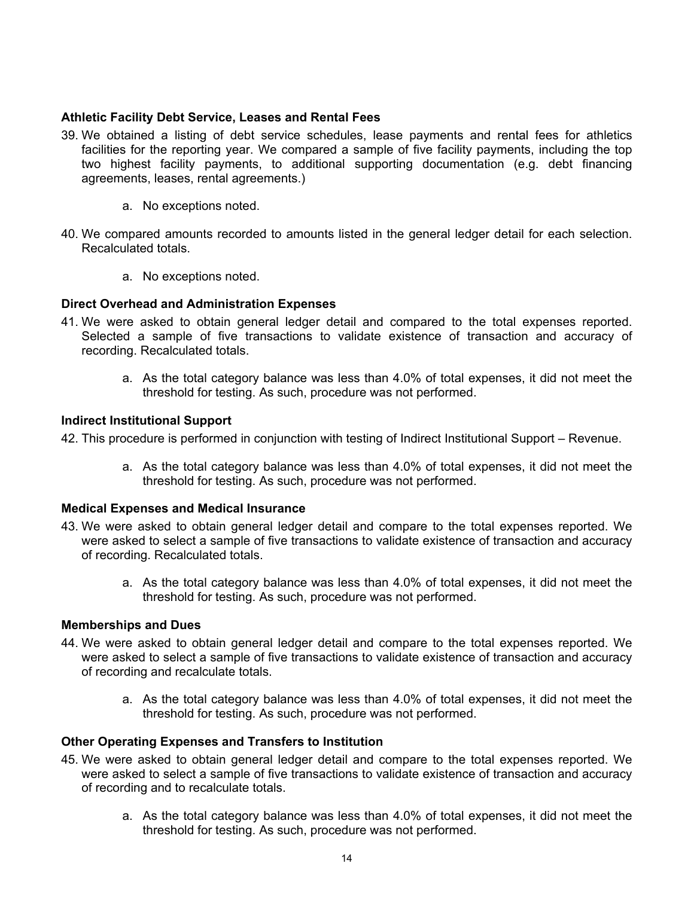**Athletic Facility Debt Service, Leases and Rental Fees**

39. We obtained a listing of debt service schedules, lease payments and rental fees for athletics facilities for the reporting year. We compared a sample of five facility payments, including the top two highest facility payments, to additional supporting documentation (e.g. debt financing agreements, leases, rental agreements.)

    a. No exceptions noted.

40. We compared amounts recorded to amounts listed in the general ledger detail for each selection. Recalculated totals.

    a. No exceptions noted.

**Direct Overhead and Administration Expenses**

41. We were asked to obtain general ledger detail and compared to the total expenses reported. Selected a sample of five transactions to validate existence of transaction and accuracy of recording. Recalculated totals.

    a. As the total category balance was less than 4.0% of total expenses, it did not meet the threshold for testing. As such, procedure was not performed.

**Indirect Institutional Support**

42. This procedure is performed in conjunction with testing of Indirect Institutional Support – Revenue.

    a. As the total category balance was less than 4.0% of total expenses, it did not meet the threshold for testing. As such, procedure was not performed.

**Medical Expenses and Medical Insurance**

43. We were asked to obtain general ledger detail and compare to the total expenses reported. We were asked to select a sample of five transactions to validate existence of transaction and accuracy of recording. Recalculated totals.

    a. As the total category balance was less than 4.0% of total expenses, it did not meet the threshold for testing. As such, procedure was not performed.

**Memberships and Dues**

44. We were asked to obtain general ledger detail and compare to the total expenses reported. We were asked to select a sample of five transactions to validate existence of transaction and accuracy of recording and recalculate totals.

    a. As the total category balance was less than 4.0% of total expenses, it did not meet the threshold for testing. As such, procedure was not performed.

**Other Operating Expenses and Transfers to Institution**

45. We were asked to obtain general ledger detail and compare to the total expenses reported. We were asked to select a sample of five transactions to validate existence of transaction and accuracy of recording and to recalculate totals.

    a. As the total category balance was less than 4.0% of total expenses, it did not meet the threshold for testing. As such, procedure was not performed.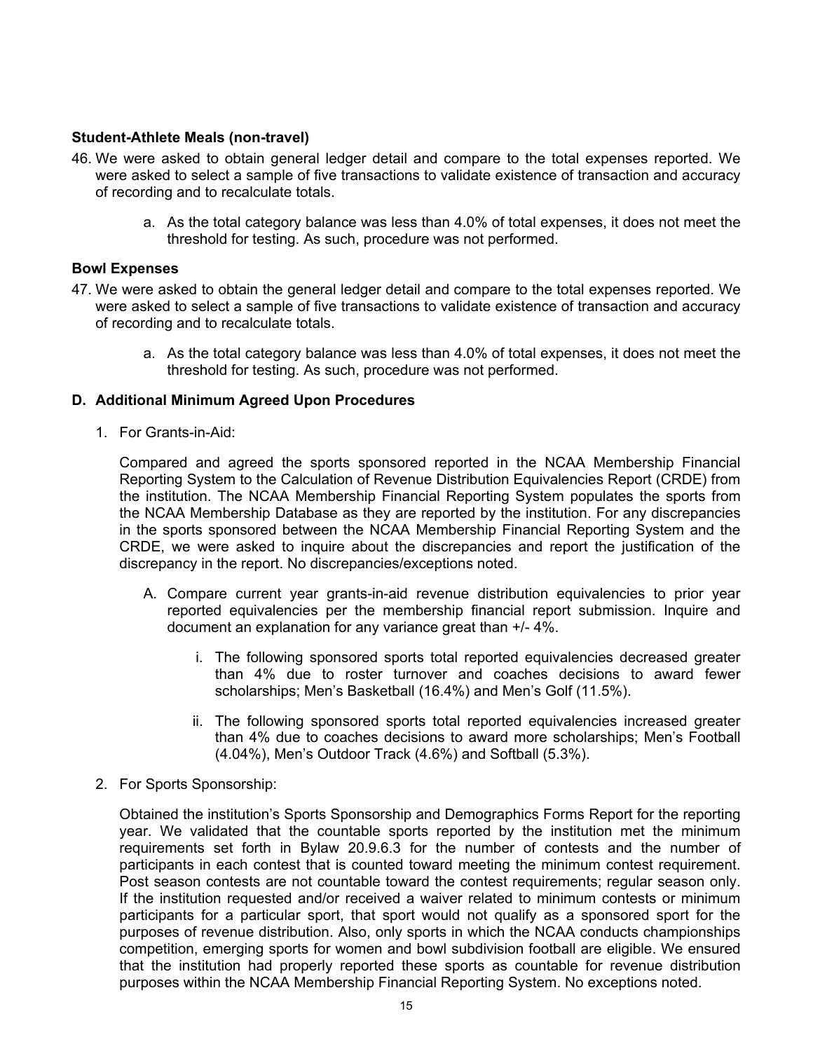**Student-Athlete Meals (non-travel)**

46. We were asked to obtain general ledger detail and compare to the total expenses reported. We were asked to select a sample of five transactions to validate existence of transaction and accuracy of recording and to recalculate totals.

    a. As the total category balance was less than 4.0% of total expenses, it does not meet the threshold for testing. As such, procedure was not performed.

**Bowl Expenses**

47. We were asked to obtain the general ledger detail and compare to the total expenses reported. We were asked to select a sample of five transactions to validate existence of transaction and accuracy of recording and to recalculate totals.

    a. As the total category balance was less than 4.0% of total expenses, it does not meet the threshold for testing. As such, procedure was not performed.

**D. Additional Minimum Agreed Upon Procedures**

1. For Grants-in-Aid:

   Compared and agreed the sports sponsored reported in the NCAA Membership Financial Reporting System to the Calculation of Revenue Distribution Equivalencies Report (CRDE) from the institution. The NCAA Membership Financial Reporting System populates the sports from the NCAA Membership Database as they are reported by the institution. For any discrepancies in the sports sponsored between the NCAA Membership Financial Reporting System and the CRDE, we were asked to inquire about the discrepancies and report the justification of the discrepancy in the report. No discrepancies/exceptions noted.

   A. Compare current year grants-in-aid revenue distribution equivalencies to prior year reported equivalencies per the membership financial report submission. Inquire and document an explanation for any variance great than +/- 4%.

      i. The following sponsored sports total reported equivalencies decreased greater than 4% due to roster turnover and coaches decisions to award fewer scholarships; Men's Basketball (16.4%) and Men's Golf (11.5%).

      ii. The following sponsored sports total reported equivalencies increased greater than 4% due to coaches decisions to award more scholarships; Men's Football (4.04%), Men's Outdoor Track (4.6%) and Softball (5.3%).

2. For Sports Sponsorship:

   Obtained the institution's Sports Sponsorship and Demographics Forms Report for the reporting year. We validated that the countable sports reported by the institution met the minimum requirements set forth in Bylaw 20.9.6.3 for the number of contests and the number of participants in each contest that is counted toward meeting the minimum contest requirement. Post season contests are not countable toward the contest requirements; regular season only. If the institution requested and/or received a waiver related to minimum contests or minimum participants for a particular sport, that sport would not qualify as a sponsored sport for the purposes of revenue distribution. Also, only sports in which the NCAA conducts championships competition, emerging sports for women and bowl subdivision football are eligible. We ensured that the institution had properly reported these sports as countable for revenue distribution purposes within the NCAA Membership Financial Reporting System. No exceptions noted.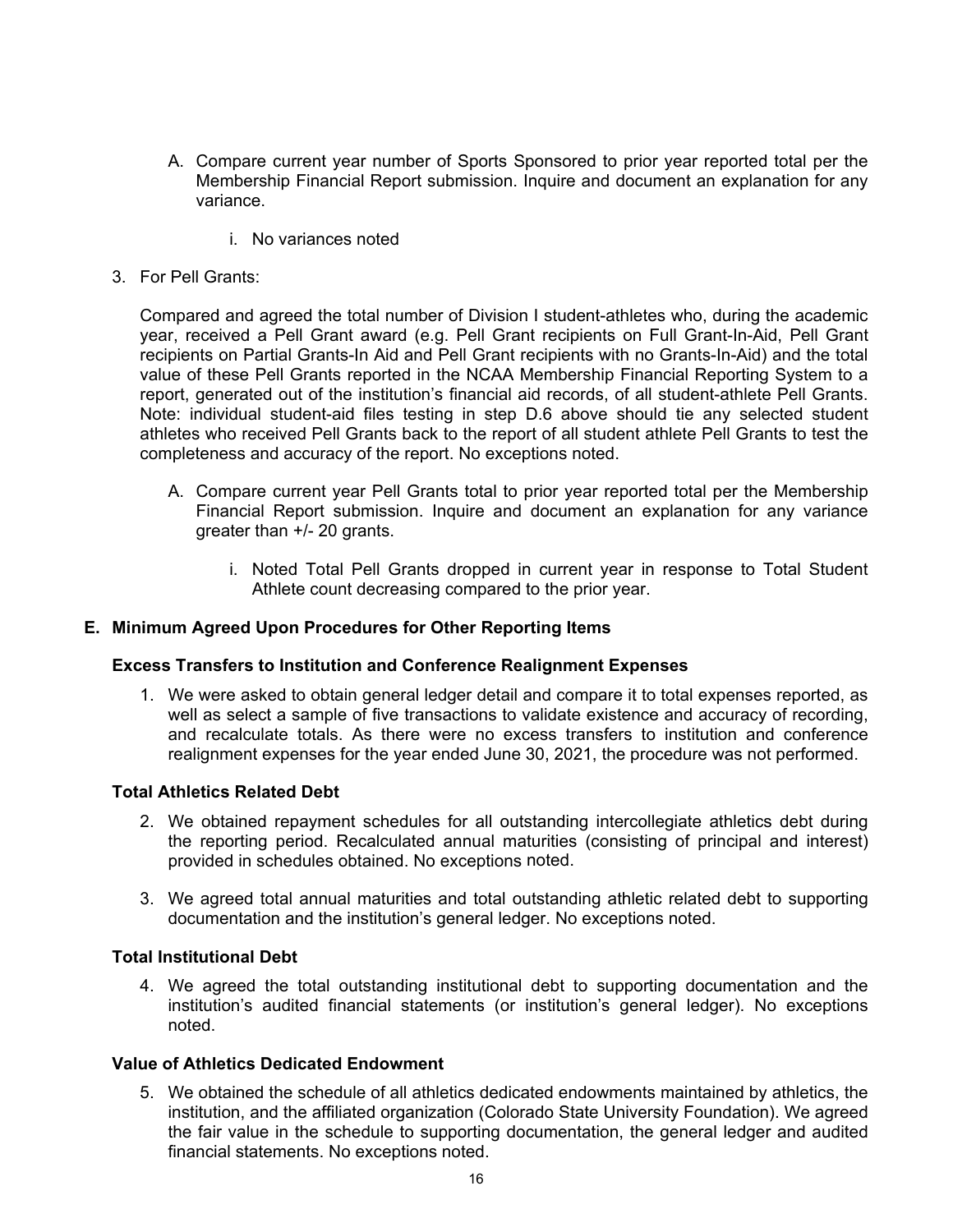A. Compare current year number of Sports Sponsored to prior year reported total per the Membership Financial Report submission. Inquire and document an explanation for any variance.

   i. No variances noted

3. For Pell Grants:

   Compared and agreed the total number of Division I student-athletes who, during the academic year, received a Pell Grant award (e.g. Pell Grant recipients on Full Grant-In-Aid, Pell Grant recipients on Partial Grants-In Aid and Pell Grant recipients with no Grants-In-Aid) and the total value of these Pell Grants reported in the NCAA Membership Financial Reporting System to a report, generated out of the institution's financial aid records, of all student-athlete Pell Grants. Note: individual student-aid files testing in step D.6 above should tie any selected student athletes who received Pell Grants back to the report of all student athlete Pell Grants to test the completeness and accuracy of the report. No exceptions noted.

   A. Compare current year Pell Grants total to prior year reported total per the Membership Financial Report submission. Inquire and document an explanation for any variance greater than +/- 20 grants.

      i. Noted Total Pell Grants dropped in current year in response to Total Student Athlete count decreasing compared to the prior year.

## E. Minimum Agreed Upon Procedures for Other Reporting Items

### Excess Transfers to Institution and Conference Realignment Expenses

1. We were asked to obtain general ledger detail and compare it to total expenses reported, as well as select a sample of five transactions to validate existence and accuracy of recording, and recalculate totals. As there were no excess transfers to institution and conference realignment expenses for the year ended June 30, 2021, the procedure was not performed.

### Total Athletics Related Debt

2. We obtained repayment schedules for all outstanding intercollegiate athletics debt during the reporting period. Recalculated annual maturities (consisting of principal and interest) provided in schedules obtained. No exceptions noted.

3. We agreed total annual maturities and total outstanding athletic related debt to supporting documentation and the institution's general ledger. No exceptions noted.

### Total Institutional Debt

4. We agreed the total outstanding institutional debt to supporting documentation and the institution's audited financial statements (or institution's general ledger). No exceptions noted.

### Value of Athletics Dedicated Endowment

5. We obtained the schedule of all athletics dedicated endowments maintained by athletics, the institution, and the affiliated organization (Colorado State University Foundation). We agreed the fair value in the schedule to supporting documentation, the general ledger and audited financial statements. No exceptions noted.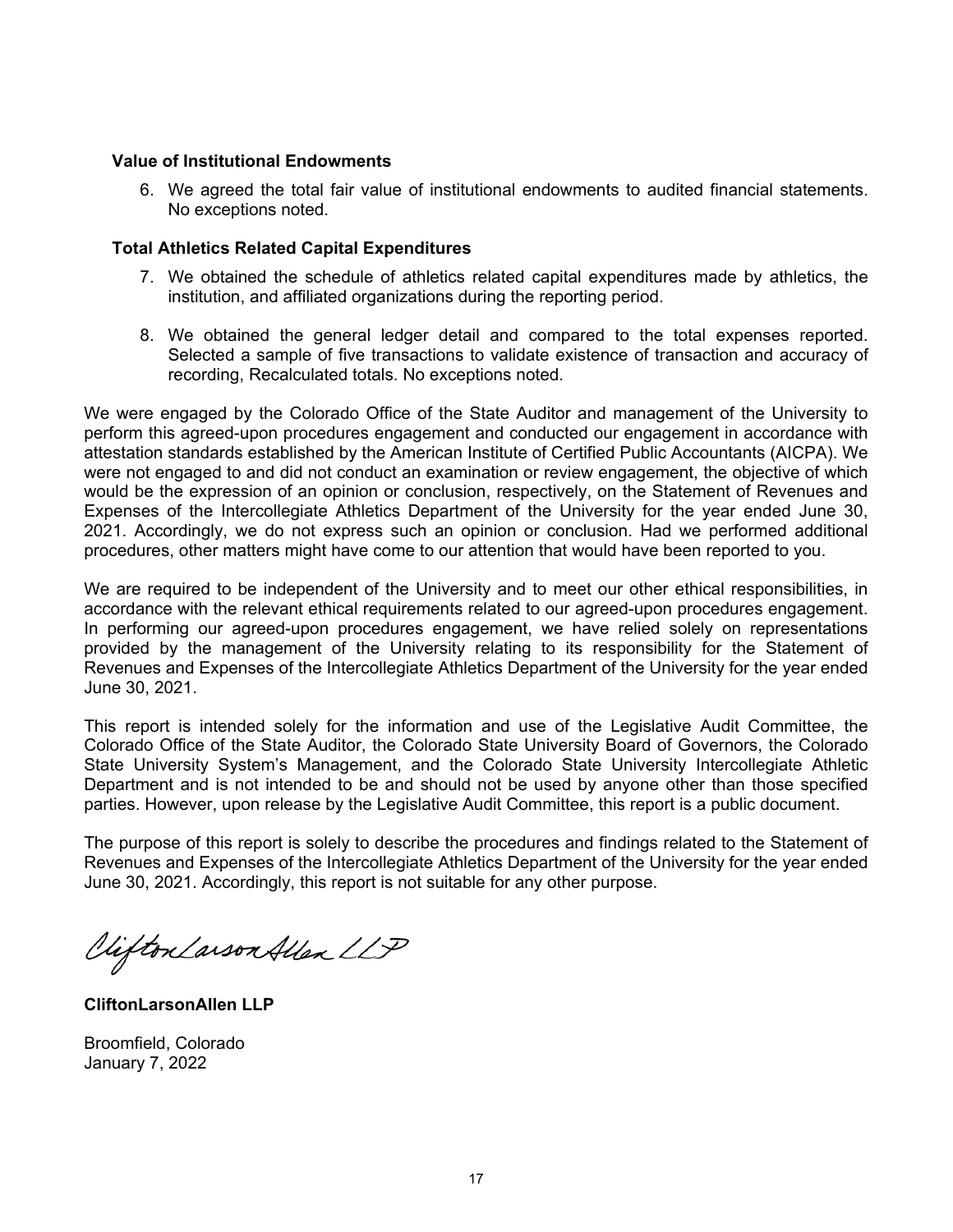### Value of Institutional Endowments

6. We agreed the total fair value of institutional endowments to audited financial statements. No exceptions noted.

### Total Athletics Related Capital Expenditures

7. We obtained the schedule of athletics related capital expenditures made by athletics, the institution, and affiliated organizations during the reporting period.

8. We obtained the general ledger detail and compared to the total expenses reported. Selected a sample of five transactions to validate existence of transaction and accuracy of recording, Recalculated totals. No exceptions noted.

We were engaged by the Colorado Office of the State Auditor and management of the University to perform this agreed-upon procedures engagement and conducted our engagement in accordance with attestation standards established by the American Institute of Certified Public Accountants (AICPA). We were not engaged to and did not conduct an examination or review engagement, the objective of which would be the expression of an opinion or conclusion, respectively, on the Statement of Revenues and Expenses of the Intercollegiate Athletics Department of the University for the year ended June 30, 2021. Accordingly, we do not express such an opinion or conclusion. Had we performed additional procedures, other matters might have come to our attention that would have been reported to you.

We are required to be independent of the University and to meet our other ethical responsibilities, in accordance with the relevant ethical requirements related to our agreed-upon procedures engagement. In performing our agreed-upon procedures engagement, we have relied solely on representations provided by the management of the University relating to its responsibility for the Statement of Revenues and Expenses of the Intercollegiate Athletics Department of the University for the year ended June 30, 2021.

This report is intended solely for the information and use of the Legislative Audit Committee, the Colorado Office of the State Auditor, the Colorado State University Board of Governors, the Colorado State University System's Management, and the Colorado State University Intercollegiate Athletic Department and is not intended to be and should not be used by anyone other than those specified parties. However, upon release by the Legislative Audit Committee, this report is a public document.

The purpose of this report is solely to describe the procedures and findings related to the Statement of Revenues and Expenses of the Intercollegiate Athletics Department of the University for the year ended June 30, 2021. Accordingly, this report is not suitable for any other purpose.

CliftonLarsonAllen LLP

**CliftonLarsonAllen LLP**

Broomfield, Colorado
January 7, 2022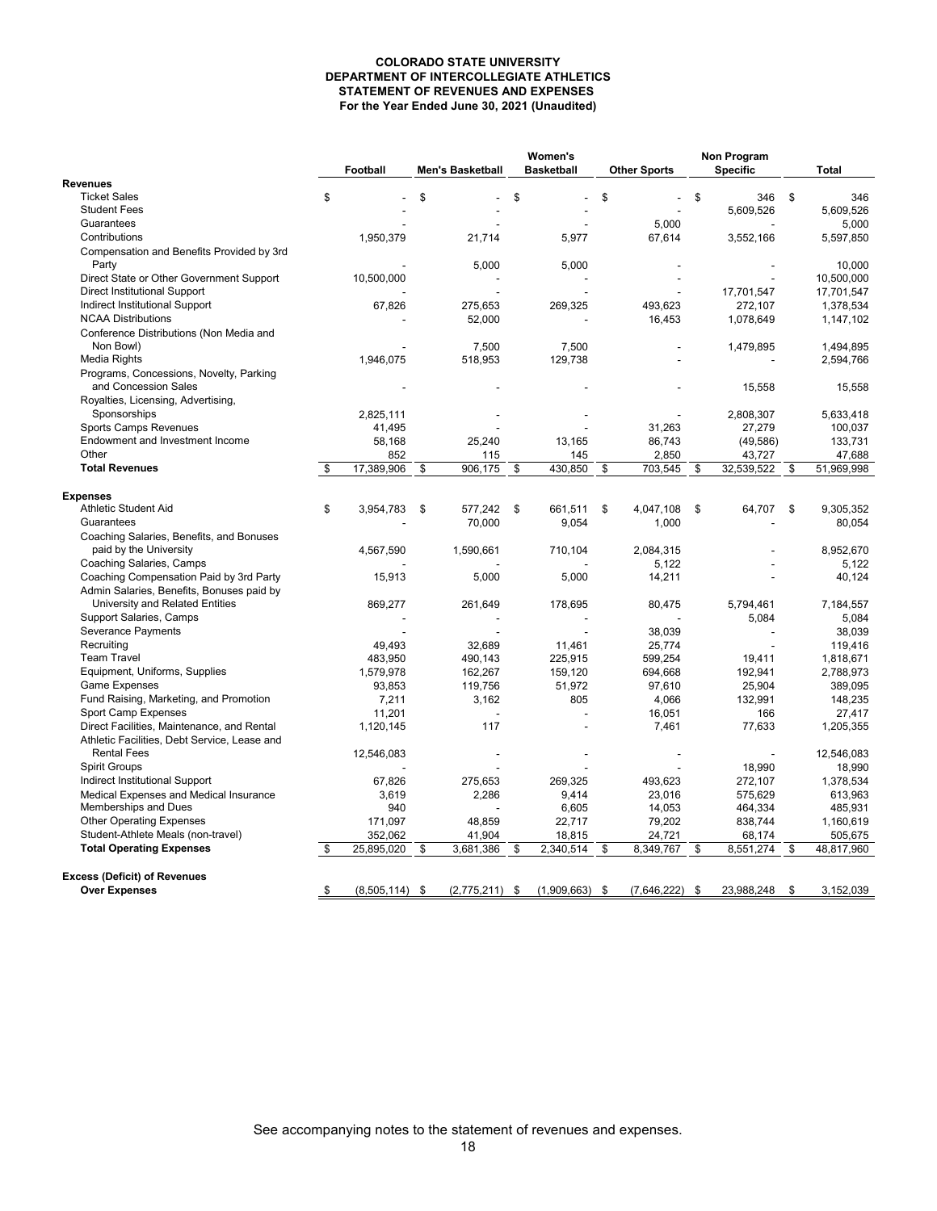**COLORADO STATE UNIVERSITY**
**DEPARTMENT OF INTERCOLLEGIATE ATHLETICS**
**STATEMENT OF REVENUES AND EXPENSES**
**For the Year Ended June 30, 2021 (Unaudited)**

| | Football | Men's Basketball | Women's Basketball | Other Sports | Non Program Specific | Total |
|---|---|---|---|---|---|---|
| **Revenues** | | | | | | |
| Ticket Sales | $ - | $ - | $ - | $ - | $ 346 | $ 346 |
| Student Fees | - | - | - | - | 5,609,526 | 5,609,526 |
| Guarantees | - | - | - | 5,000 | - | 5,000 |
| Contributions | 1,950,379 | 21,714 | 5,977 | 67,614 | 3,552,166 | 5,597,850 |
| Compensation and Benefits Provided by 3rd Party | - | 5,000 | 5,000 | - | - | 10,000 |
| Direct State or Other Government Support | 10,500,000 | - | - | - | - | 10,500,000 |
| Direct Institutional Support | - | - | - | - | 17,701,547 | 17,701,547 |
| Indirect Institutional Support | 67,826 | 275,653 | 269,325 | 493,623 | 272,107 | 1,378,534 |
| NCAA Distributions | - | 52,000 | - | 16,453 | 1,078,649 | 1,147,102 |
| Conference Distributions (Non Media and Non Bowl) | - | 7,500 | 7,500 | - | 1,479,895 | 1,494,895 |
| Media Rights | 1,946,075 | 518,953 | 129,738 | - | - | 2,594,766 |
| Programs, Concessions, Novelty, Parking and Concession Sales | - | - | - | - | 15,558 | 15,558 |
| Royalties, Licensing, Advertising, Sponsorships | 2,825,111 | - | - | - | 2,808,307 | 5,633,418 |
| Sports Camps Revenues | 41,495 | - | - | 31,263 | 27,279 | 100,037 |
| Endowment and Investment Income | 58,168 | 25,240 | 13,165 | 86,743 | (49,586) | 133,731 |
| Other | 852 | 115 | 145 | 2,850 | 43,727 | 47,688 |
| **Total Revenues** | $ 17,389,906 | $ 906,175 | $ 430,850 | $ 703,545 | $ 32,539,522 | $ 51,969,998 |
| **Expenses** | | | | | | |
| Athletic Student Aid | $ 3,954,783 | $ 577,242 | $ 661,511 | $ 4,047,108 | $ 64,707 | $ 9,305,352 |
| Guarantees | - | 70,000 | 9,054 | 1,000 | - | 80,054 |
| Coaching Salaries, Benefits, and Bonuses paid by the University | 4,567,590 | 1,590,661 | 710,104 | 2,084,315 | - | 8,952,670 |
| Coaching Salaries, Camps | - | - | - | 5,122 | - | 5,122 |
| Coaching Compensation Paid by 3rd Party | 15,913 | 5,000 | 5,000 | 14,211 | - | 40,124 |
| Admin Salaries, Benefits, Bonuses paid by University and Related Entities | 869,277 | 261,649 | 178,695 | 80,475 | 5,794,461 | 7,184,557 |
| Support Salaries, Camps | - | - | - | - | 5,084 | 5,084 |
| Severance Payments | - | - | - | 38,039 | - | 38,039 |
| Recruiting | 49,493 | 32,689 | 11,461 | 25,774 | - | 119,416 |
| Team Travel | 483,950 | 490,143 | 225,915 | 599,254 | 19,411 | 1,818,671 |
| Equipment, Uniforms, Supplies | 1,579,978 | 162,267 | 159,120 | 694,668 | 192,941 | 2,788,973 |
| Game Expenses | 93,853 | 119,756 | 51,972 | 97,610 | 25,904 | 389,095 |
| Fund Raising, Marketing, and Promotion | 7,211 | 3,162 | 805 | 4,066 | 132,991 | 148,235 |
| Sport Camp Expenses | 11,201 | - | - | 16,051 | 166 | 27,417 |
| Direct Facilities, Maintenance, and Rental | 1,120,145 | 117 | - | 7,461 | 77,633 | 1,205,355 |
| Athletic Facilities, Debt Service, Lease and Rental Fees | 12,546,083 | - | - | - | - | 12,546,083 |
| Spirit Groups | - | - | - | - | 18,990 | 18,990 |
| Indirect Institutional Support | 67,826 | 275,653 | 269,325 | 493,623 | 272,107 | 1,378,534 |
| Medical Expenses and Medical Insurance | 3,619 | 2,286 | 9,414 | 23,016 | 575,629 | 613,963 |
| Memberships and Dues | 940 | - | 6,605 | 14,053 | 464,334 | 485,931 |
| Other Operating Expenses | 171,097 | 48,859 | 22,717 | 79,202 | 838,744 | 1,160,619 |
| Student-Athlete Meals (non-travel) | 352,062 | 41,904 | 18,815 | 24,721 | 68,174 | 505,675 |
| **Total Operating Expenses** | $ 25,895,020 | $ 3,681,386 | $ 2,340,514 | $ 8,349,767 | $ 8,551,274 | $ 48,817,960 |
| **Excess (Deficit) of Revenues Over Expenses** | $ (8,505,114) | $ (2,775,211) | $ (1,909,663) | $ (7,646,222) | $ 23,988,248 | $ 3,152,039 |

See accompanying notes to the statement of revenues and expenses.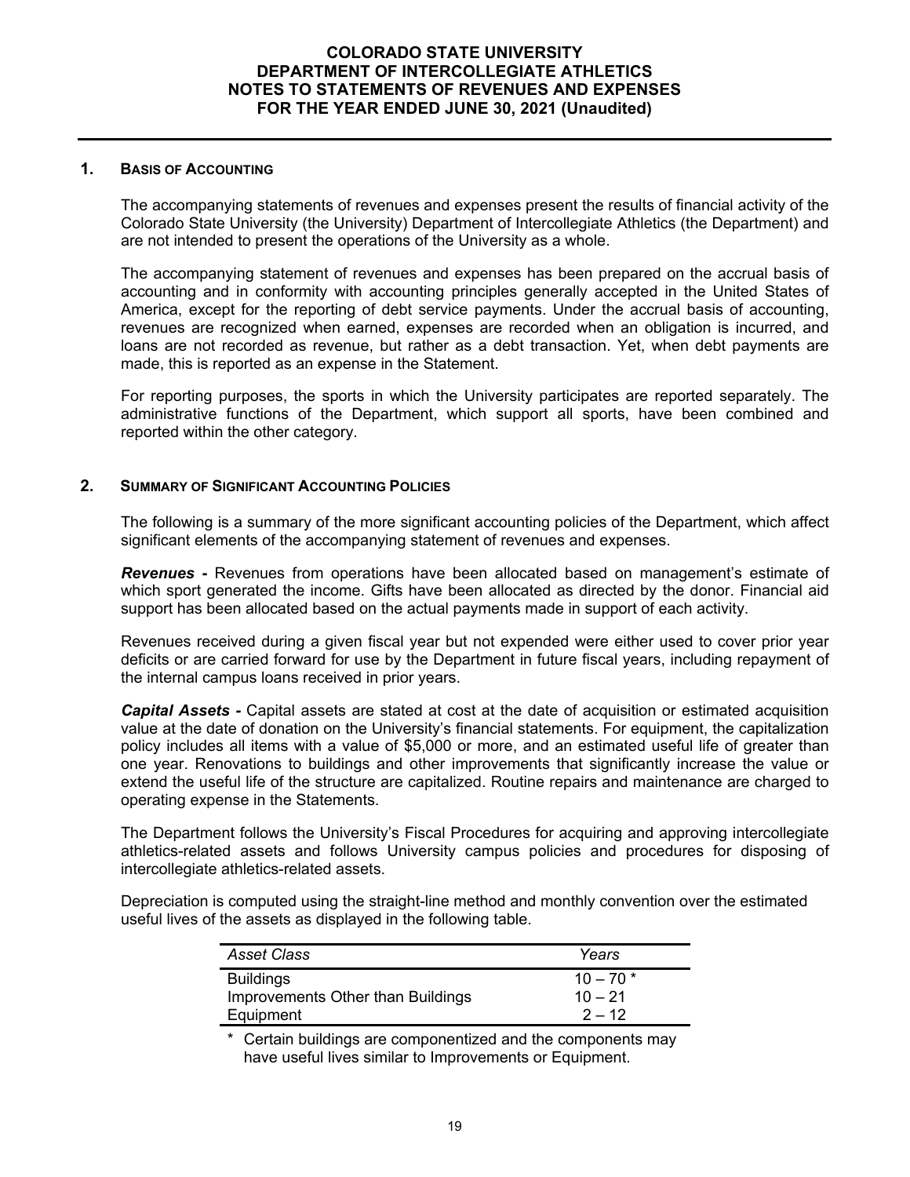# COLORADO STATE UNIVERSITY
# DEPARTMENT OF INTERCOLLEGIATE ATHLETICS
# NOTES TO STATEMENTS OF REVENUES AND EXPENSES
# FOR THE YEAR ENDED JUNE 30, 2021 (Unaudited)

## 1. BASIS OF ACCOUNTING

The accompanying statements of revenues and expenses present the results of financial activity of the Colorado State University (the University) Department of Intercollegiate Athletics (the Department) and are not intended to present the operations of the University as a whole.

The accompanying statement of revenues and expenses has been prepared on the accrual basis of accounting and in conformity with accounting principles generally accepted in the United States of America, except for the reporting of debt service payments. Under the accrual basis of accounting, revenues are recognized when earned, expenses are recorded when an obligation is incurred, and loans are not recorded as revenue, but rather as a debt transaction. Yet, when debt payments are made, this is reported as an expense in the Statement.

For reporting purposes, the sports in which the University participates are reported separately. The administrative functions of the Department, which support all sports, have been combined and reported within the other category.

## 2. SUMMARY OF SIGNIFICANT ACCOUNTING POLICIES

The following is a summary of the more significant accounting policies of the Department, which affect significant elements of the accompanying statement of revenues and expenses.

***Revenues*** **-** Revenues from operations have been allocated based on management's estimate of which sport generated the income. Gifts have been allocated as directed by the donor. Financial aid support has been allocated based on the actual payments made in support of each activity.

Revenues received during a given fiscal year but not expended were either used to cover prior year deficits or are carried forward for use by the Department in future fiscal years, including repayment of the internal campus loans received in prior years.

***Capital Assets -*** Capital assets are stated at cost at the date of acquisition or estimated acquisition value at the date of donation on the University's financial statements. For equipment, the capitalization policy includes all items with a value of $5,000 or more, and an estimated useful life of greater than one year. Renovations to buildings and other improvements that significantly increase the value or extend the useful life of the structure are capitalized. Routine repairs and maintenance are charged to operating expense in the Statements.

The Department follows the University's Fiscal Procedures for acquiring and approving intercollegiate athletics-related assets and follows University campus policies and procedures for disposing of intercollegiate athletics-related assets.

Depreciation is computed using the straight-line method and monthly convention over the estimated useful lives of the assets as displayed in the following table.

| *Asset Class* | *Years* |
|---|---|
| Buildings | 10 – 70 * |
| Improvements Other than Buildings | 10 – 21 |
| Equipment | 2 – 12 |

\* Certain buildings are componentized and the components may have useful lives similar to Improvements or Equipment.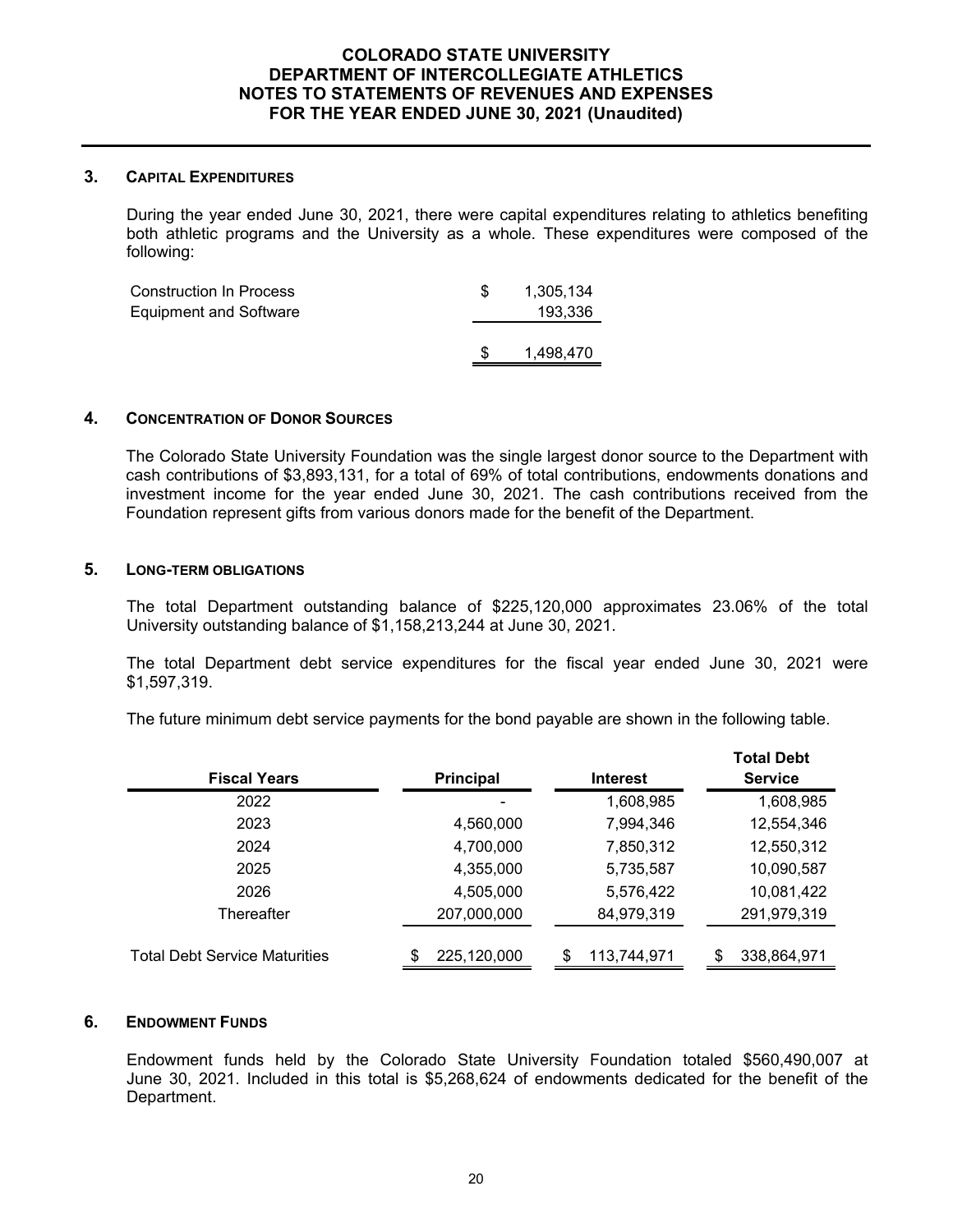**COLORADO STATE UNIVERSITY**
**DEPARTMENT OF INTERCOLLEGIATE ATHLETICS**
**NOTES TO STATEMENTS OF REVENUES AND EXPENSES**
**FOR THE YEAR ENDED JUNE 30, 2021 (Unaudited)**

## 3. CAPITAL EXPENDITURES

During the year ended June 30, 2021, there were capital expenditures relating to athletics benefiting both athletic programs and the University as a whole. These expenditures were composed of the following:

| | |
|---|---|
| Construction In Process | $ 1,305,134 |
| Equipment and Software | 193,336 |
| | $ 1,498,470 |

## 4. CONCENTRATION OF DONOR SOURCES

The Colorado State University Foundation was the single largest donor source to the Department with cash contributions of $3,893,131, for a total of 69% of total contributions, endowments donations and investment income for the year ended June 30, 2021. The cash contributions received from the Foundation represent gifts from various donors made for the benefit of the Department.

## 5. LONG-TERM OBLIGATIONS

The total Department outstanding balance of $225,120,000 approximates 23.06% of the total University outstanding balance of $1,158,213,244 at June 30, 2021.

The total Department debt service expenditures for the fiscal year ended June 30, 2021 were $1,597,319.

The future minimum debt service payments for the bond payable are shown in the following table.

| Fiscal Years | Principal | Interest | Total Debt Service |
|---|---|---|---|
| 2022 | - | 1,608,985 | 1,608,985 |
| 2023 | 4,560,000 | 7,994,346 | 12,554,346 |
| 2024 | 4,700,000 | 7,850,312 | 12,550,312 |
| 2025 | 4,355,000 | 5,735,587 | 10,090,587 |
| 2026 | 4,505,000 | 5,576,422 | 10,081,422 |
| Thereafter | 207,000,000 | 84,979,319 | 291,979,319 |
| Total Debt Service Maturities | $ 225,120,000 | $ 113,744,971 | $ 338,864,971 |

## 6. ENDOWMENT FUNDS

Endowment funds held by the Colorado State University Foundation totaled $560,490,007 at June 30, 2021. Included in this total is $5,268,624 of endowments dedicated for the benefit of the Department.